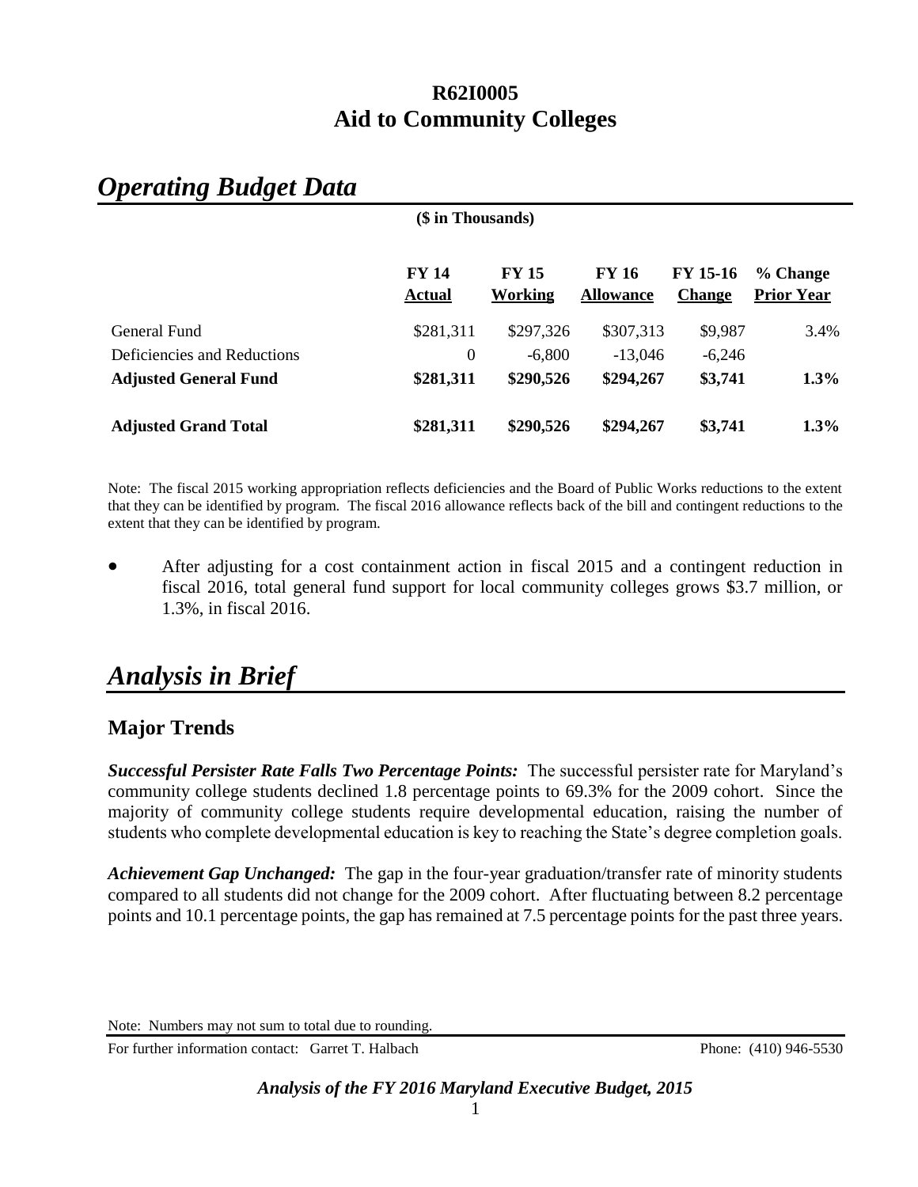# R62I0005
# Aid to Community Colleges

## *Operating Budget Data*

($ in Thousands)

| | FY 14 Actual | FY 15 Working | FY 16 Allowance | FY 15-16 Change | % Change Prior Year |
|---|---|---|---|---|---|
| General Fund | $281,311 | $297,326 | $307,313 | $9,987 | 3.4% |
| Deficiencies and Reductions | 0 | -6,800 | -13,046 | -6,246 | |
| **Adjusted General Fund** | **$281,311** | **$290,526** | **$294,267** | **$3,741** | **1.3%** |
| **Adjusted Grand Total** | **$281,311** | **$290,526** | **$294,267** | **$3,741** | **1.3%** |

Note: The fiscal 2015 working appropriation reflects deficiencies and the Board of Public Works reductions to the extent that they can be identified by program. The fiscal 2016 allowance reflects back of the bill and contingent reductions to the extent that they can be identified by program.

- After adjusting for a cost containment action in fiscal 2015 and a contingent reduction in fiscal 2016, total general fund support for local community colleges grows $3.7 million, or 1.3%, in fiscal 2016.

## *Analysis in Brief*

### Major Trends

***Successful Persister Rate Falls Two Percentage Points:*** The successful persister rate for Maryland's community college students declined 1.8 percentage points to 69.3% for the 2009 cohort. Since the majority of community college students require developmental education, raising the number of students who complete developmental education is key to reaching the State's degree completion goals.

***Achievement Gap Unchanged:*** The gap in the four-year graduation/transfer rate of minority students compared to all students did not change for the 2009 cohort. After fluctuating between 8.2 percentage points and 10.1 percentage points, the gap has remained at 7.5 percentage points for the past three years.

Note: Numbers may not sum to total due to rounding.

For further information contact: Garret T. Halbach Phone: (410) 946-5530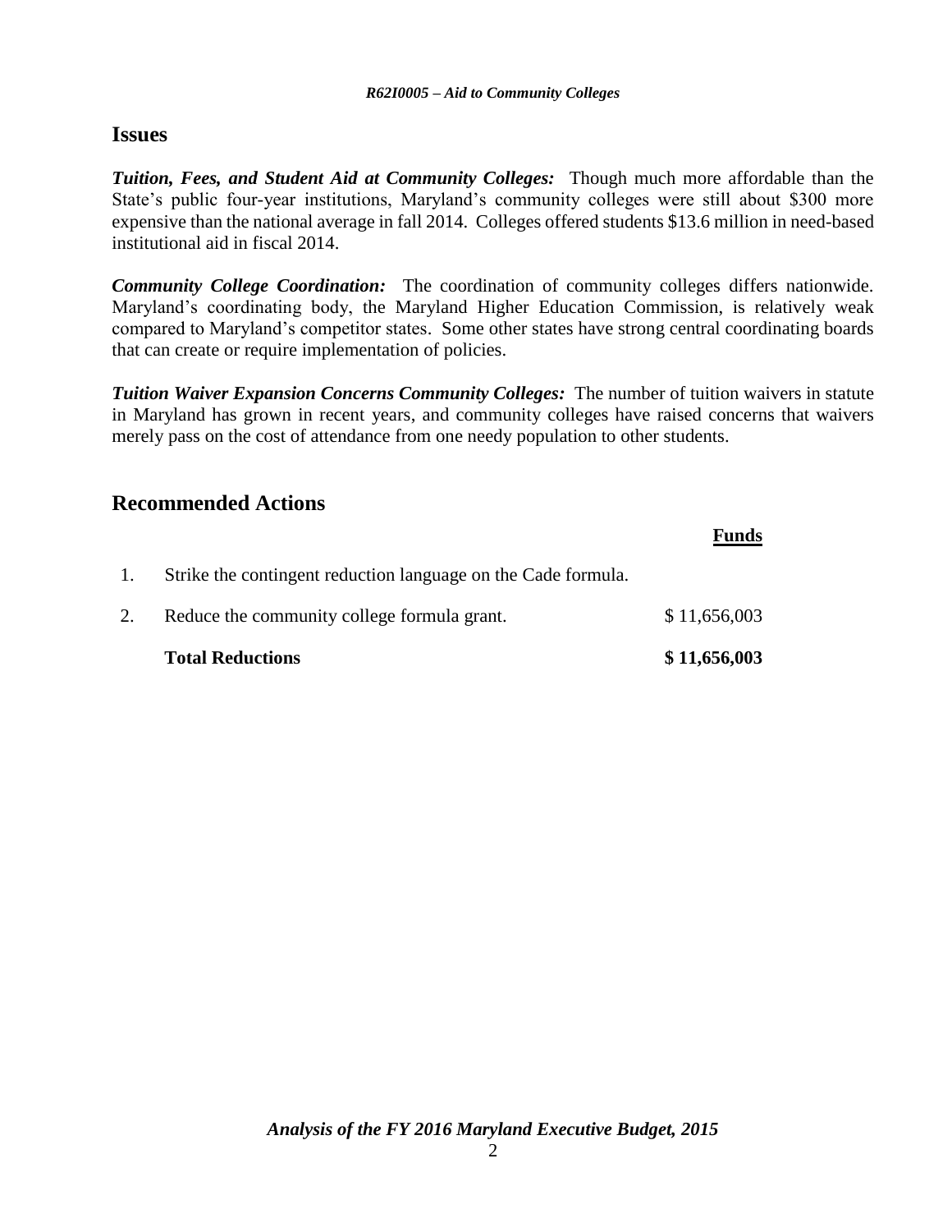## Issues

***Tuition, Fees, and Student Aid at Community Colleges:*** Though much more affordable than the State's public four-year institutions, Maryland's community colleges were still about $300 more expensive than the national average in fall 2014. Colleges offered students $13.6 million in need-based institutional aid in fiscal 2014.

***Community College Coordination:*** The coordination of community colleges differs nationwide. Maryland's coordinating body, the Maryland Higher Education Commission, is relatively weak compared to Maryland's competitor states. Some other states have strong central coordinating boards that can create or require implementation of policies.

***Tuition Waiver Expansion Concerns Community Colleges:*** The number of tuition waivers in statute in Maryland has grown in recent years, and community colleges have raised concerns that waivers merely pass on the cost of attendance from one needy population to other students.

## Recommended Actions

| | | Funds |
|---|---|---|
| 1. | Strike the contingent reduction language on the Cade formula. | |
| 2. | Reduce the community college formula grant. | $ 11,656,003 |
| | **Total Reductions** | **$ 11,656,003** |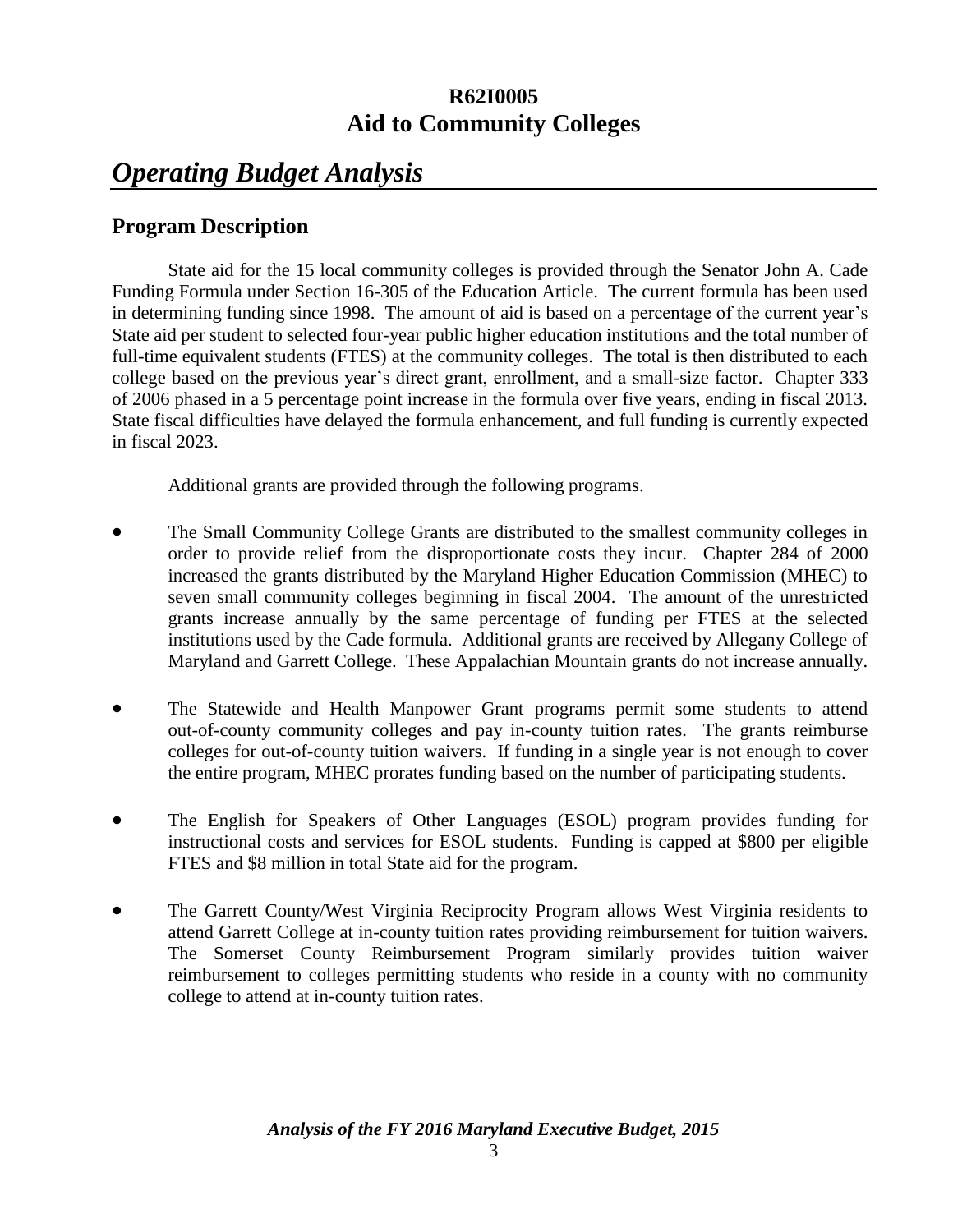# R62I0005
# Aid to Community Colleges

## *Operating Budget Analysis*

### Program Description

State aid for the 15 local community colleges is provided through the Senator John A. Cade Funding Formula under Section 16-305 of the Education Article. The current formula has been used in determining funding since 1998. The amount of aid is based on a percentage of the current year's State aid per student to selected four-year public higher education institutions and the total number of full-time equivalent students (FTES) at the community colleges. The total is then distributed to each college based on the previous year's direct grant, enrollment, and a small-size factor. Chapter 333 of 2006 phased in a 5 percentage point increase in the formula over five years, ending in fiscal 2013. State fiscal difficulties have delayed the formula enhancement, and full funding is currently expected in fiscal 2023.

Additional grants are provided through the following programs.

- The Small Community College Grants are distributed to the smallest community colleges in order to provide relief from the disproportionate costs they incur. Chapter 284 of 2000 increased the grants distributed by the Maryland Higher Education Commission (MHEC) to seven small community colleges beginning in fiscal 2004. The amount of the unrestricted grants increase annually by the same percentage of funding per FTES at the selected institutions used by the Cade formula. Additional grants are received by Allegany College of Maryland and Garrett College. These Appalachian Mountain grants do not increase annually.

- The Statewide and Health Manpower Grant programs permit some students to attend out-of-county community colleges and pay in-county tuition rates. The grants reimburse colleges for out-of-county tuition waivers. If funding in a single year is not enough to cover the entire program, MHEC prorates funding based on the number of participating students.

- The English for Speakers of Other Languages (ESOL) program provides funding for instructional costs and services for ESOL students. Funding is capped at $800 per eligible FTES and $8 million in total State aid for the program.

- The Garrett County/West Virginia Reciprocity Program allows West Virginia residents to attend Garrett College at in-county tuition rates providing reimbursement for tuition waivers. The Somerset County Reimbursement Program similarly provides tuition waiver reimbursement to colleges permitting students who reside in a county with no community college to attend at in-county tuition rates.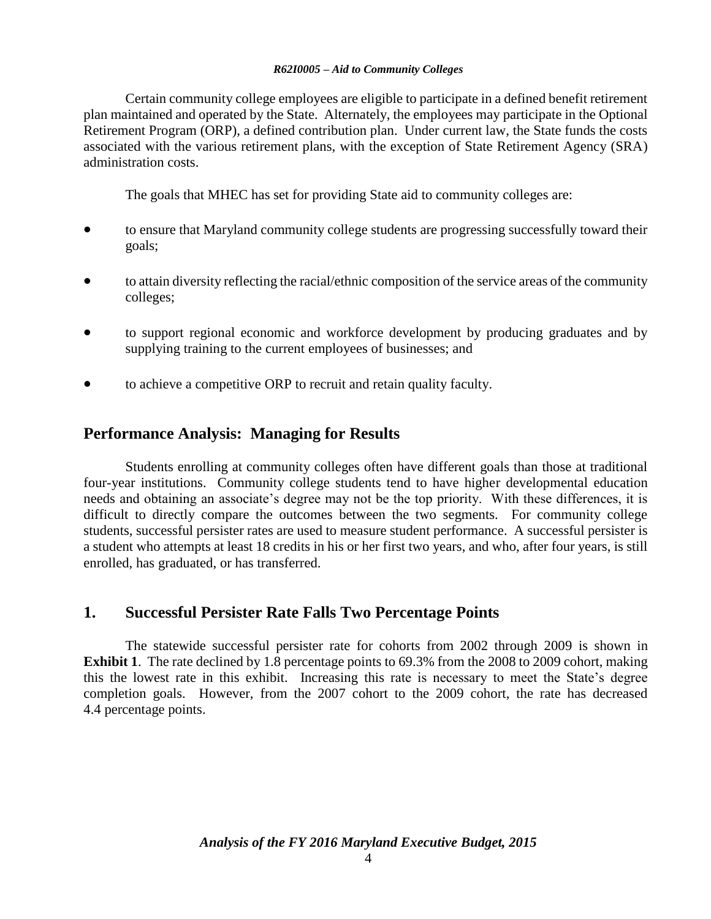Certain community college employees are eligible to participate in a defined benefit retirement plan maintained and operated by the State. Alternately, the employees may participate in the Optional Retirement Program (ORP), a defined contribution plan. Under current law, the State funds the costs associated with the various retirement plans, with the exception of State Retirement Agency (SRA) administration costs.

The goals that MHEC has set for providing State aid to community colleges are:

- to ensure that Maryland community college students are progressing successfully toward their goals;
- to attain diversity reflecting the racial/ethnic composition of the service areas of the community colleges;
- to support regional economic and workforce development by producing graduates and by supplying training to the current employees of businesses; and
- to achieve a competitive ORP to recruit and retain quality faculty.

## Performance Analysis: Managing for Results

Students enrolling at community colleges often have different goals than those at traditional four-year institutions. Community college students tend to have higher developmental education needs and obtaining an associate's degree may not be the top priority. With these differences, it is difficult to directly compare the outcomes between the two segments. For community college students, successful persister rates are used to measure student performance. A successful persister is a student who attempts at least 18 credits in his or her first two years, and who, after four years, is still enrolled, has graduated, or has transferred.

## 1. Successful Persister Rate Falls Two Percentage Points

The statewide successful persister rate for cohorts from 2002 through 2009 is shown in **Exhibit 1**. The rate declined by 1.8 percentage points to 69.3% from the 2008 to 2009 cohort, making this the lowest rate in this exhibit. Increasing this rate is necessary to meet the State's degree completion goals. However, from the 2007 cohort to the 2009 cohort, the rate has decreased 4.4 percentage points.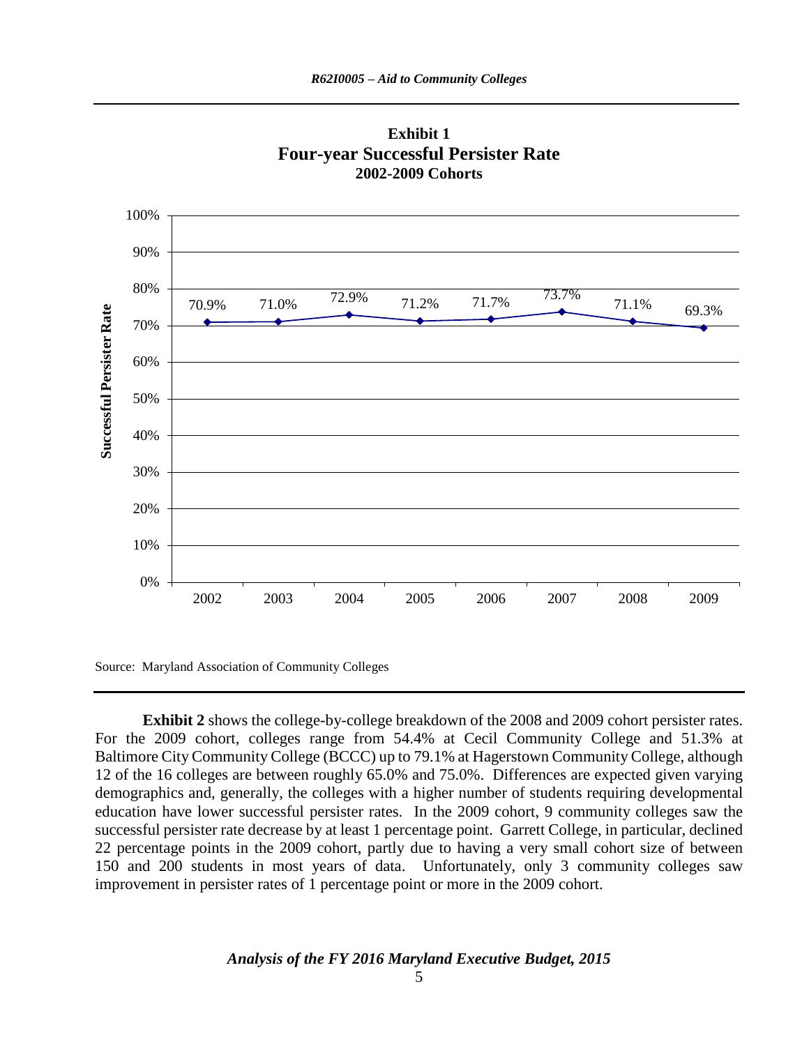**Exhibit 1**
**Four-year Successful Persister Rate**
**2002-2009 Cohorts**

| Cohort | Successful Persister Rate |
|---|---|
| 2002 | 70.9% |
| 2003 | 71.0% |
| 2004 | 72.9% |
| 2005 | 71.2% |
| 2006 | 71.7% |
| 2007 | 73.7% |
| 2008 | 71.1% |
| 2009 | 69.3% |

Source: Maryland Association of Community Colleges

**Exhibit 2** shows the college-by-college breakdown of the 2008 and 2009 cohort persister rates. For the 2009 cohort, colleges range from 54.4% at Cecil Community College and 51.3% at Baltimore City Community College (BCCC) up to 79.1% at Hagerstown Community College, although 12 of the 16 colleges are between roughly 65.0% and 75.0%. Differences are expected given varying demographics and, generally, the colleges with a higher number of students requiring developmental education have lower successful persister rates. In the 2009 cohort, 9 community colleges saw the successful persister rate decrease by at least 1 percentage point. Garrett College, in particular, declined 22 percentage points in the 2009 cohort, partly due to having a very small cohort size of between 150 and 200 students in most years of data. Unfortunately, only 3 community colleges saw improvement in persister rates of 1 percentage point or more in the 2009 cohort.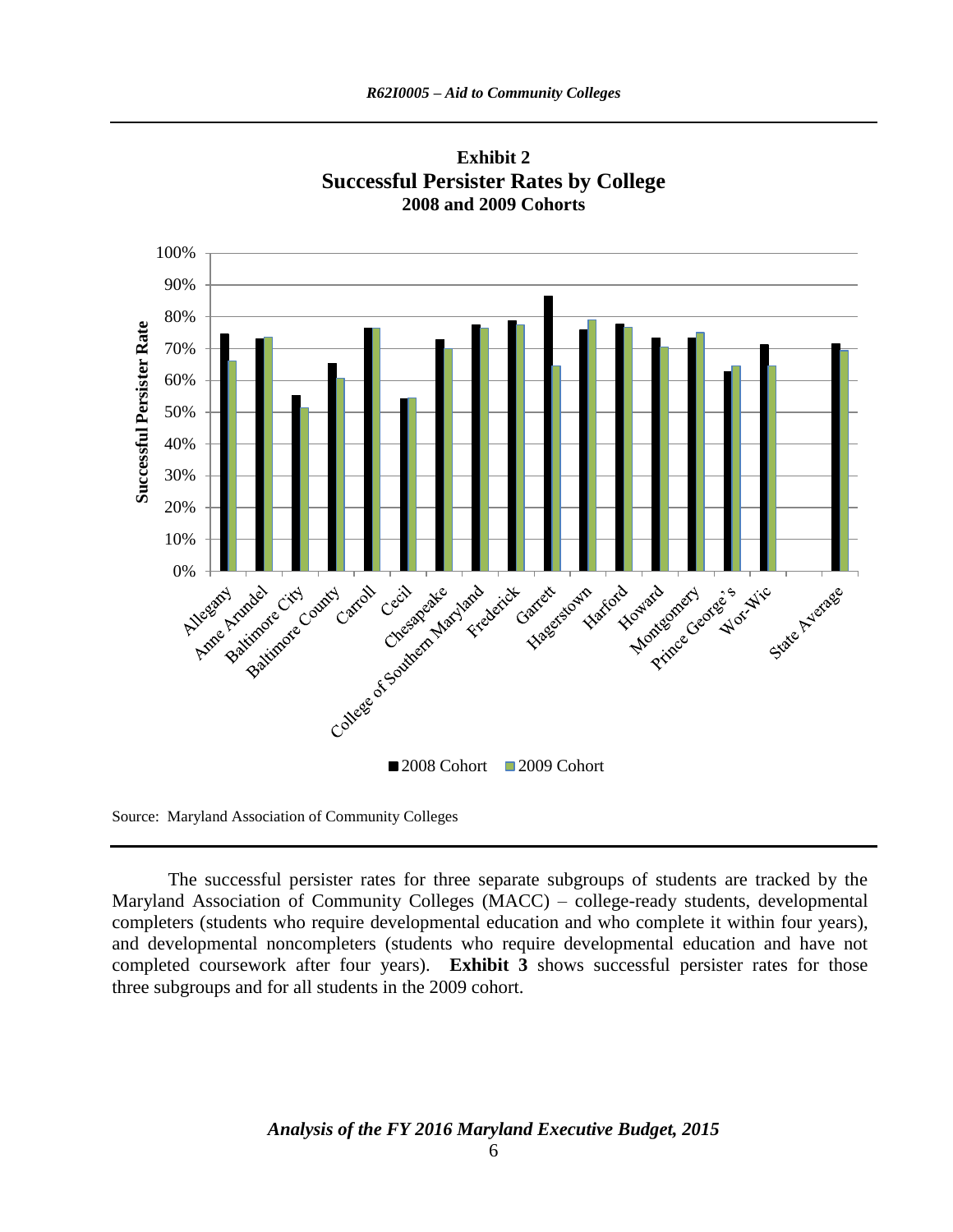**Exhibit 2**
**Successful Persister Rates by College**
**2008 and 2009 Cohorts**

Source: Maryland Association of Community Colleges

The successful persister rates for three separate subgroups of students are tracked by the Maryland Association of Community Colleges (MACC) – college-ready students, developmental completers (students who require developmental education and who complete it within four years), and developmental noncompleters (students who require developmental education and have not completed coursework after four years). **Exhibit 3** shows successful persister rates for those three subgroups and for all students in the 2009 cohort.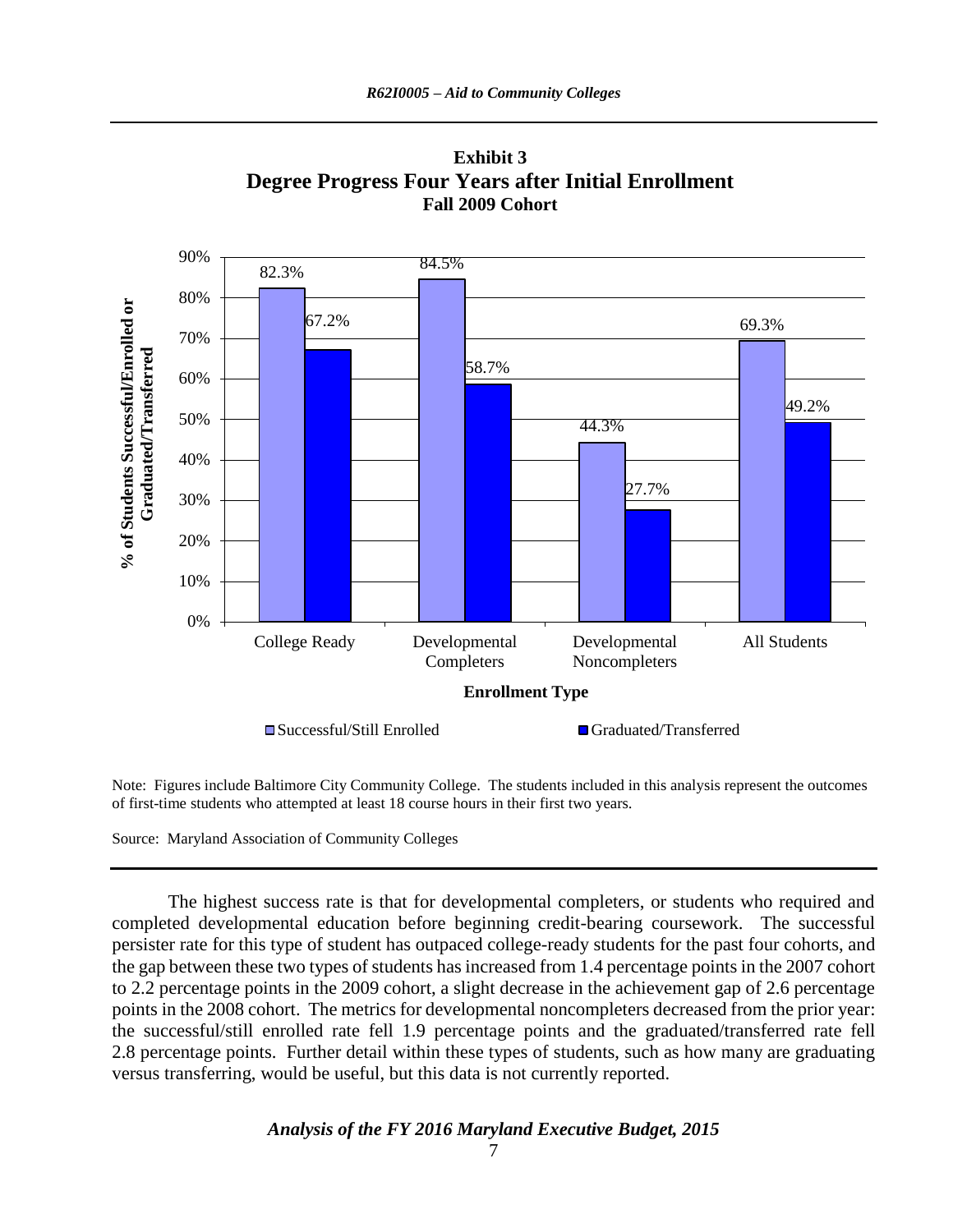**Exhibit 3**
**Degree Progress Four Years after Initial Enrollment**
**Fall 2009 Cohort**

| Enrollment Type | Successful/Still Enrolled | Graduated/Transferred |
|---|---|---|
| College Ready | 82.3% | 67.2% |
| Developmental Completers | 84.5% | 58.7% |
| Developmental Noncompleters | 44.3% | 27.7% |
| All Students | 69.3% | 49.2% |

Note: Figures include Baltimore City Community College. The students included in this analysis represent the outcomes of first-time students who attempted at least 18 course hours in their first two years.

Source: Maryland Association of Community Colleges

The highest success rate is that for developmental completers, or students who required and completed developmental education before beginning credit-bearing coursework. The successful persister rate for this type of student has outpaced college-ready students for the past four cohorts, and the gap between these two types of students has increased from 1.4 percentage points in the 2007 cohort to 2.2 percentage points in the 2009 cohort, a slight decrease in the achievement gap of 2.6 percentage points in the 2008 cohort. The metrics for developmental noncompleters decreased from the prior year: the successful/still enrolled rate fell 1.9 percentage points and the graduated/transferred rate fell 2.8 percentage points. Further detail within these types of students, such as how many are graduating versus transferring, would be useful, but this data is not currently reported.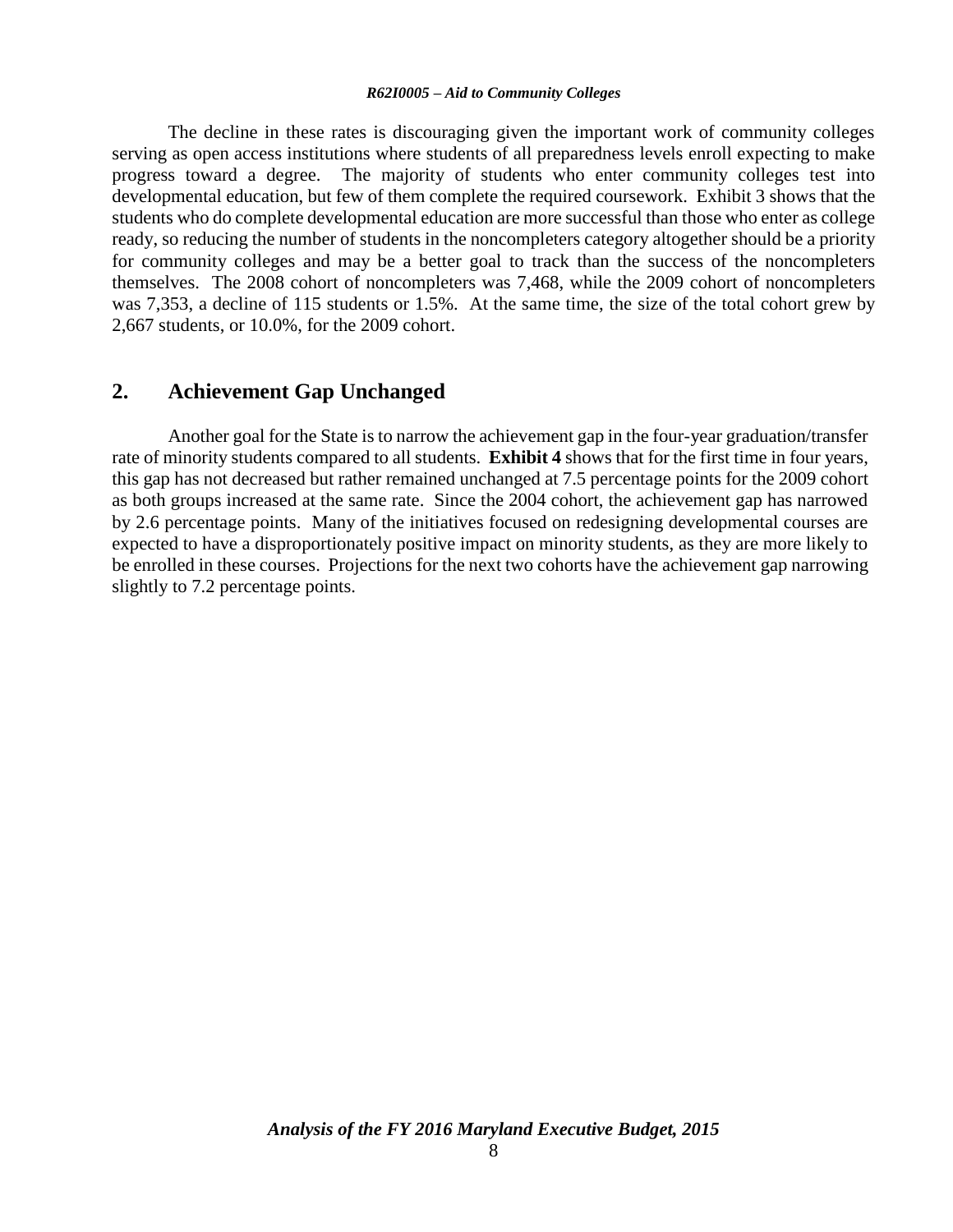The decline in these rates is discouraging given the important work of community colleges serving as open access institutions where students of all preparedness levels enroll expecting to make progress toward a degree. The majority of students who enter community colleges test into developmental education, but few of them complete the required coursework. Exhibit 3 shows that the students who do complete developmental education are more successful than those who enter as college ready, so reducing the number of students in the noncompleters category altogether should be a priority for community colleges and may be a better goal to track than the success of the noncompleters themselves. The 2008 cohort of noncompleters was 7,468, while the 2009 cohort of noncompleters was 7,353, a decline of 115 students or 1.5%. At the same time, the size of the total cohort grew by 2,667 students, or 10.0%, for the 2009 cohort.

## 2. Achievement Gap Unchanged

Another goal for the State is to narrow the achievement gap in the four-year graduation/transfer rate of minority students compared to all students. **Exhibit 4** shows that for the first time in four years, this gap has not decreased but rather remained unchanged at 7.5 percentage points for the 2009 cohort as both groups increased at the same rate. Since the 2004 cohort, the achievement gap has narrowed by 2.6 percentage points. Many of the initiatives focused on redesigning developmental courses are expected to have a disproportionately positive impact on minority students, as they are more likely to be enrolled in these courses. Projections for the next two cohorts have the achievement gap narrowing slightly to 7.2 percentage points.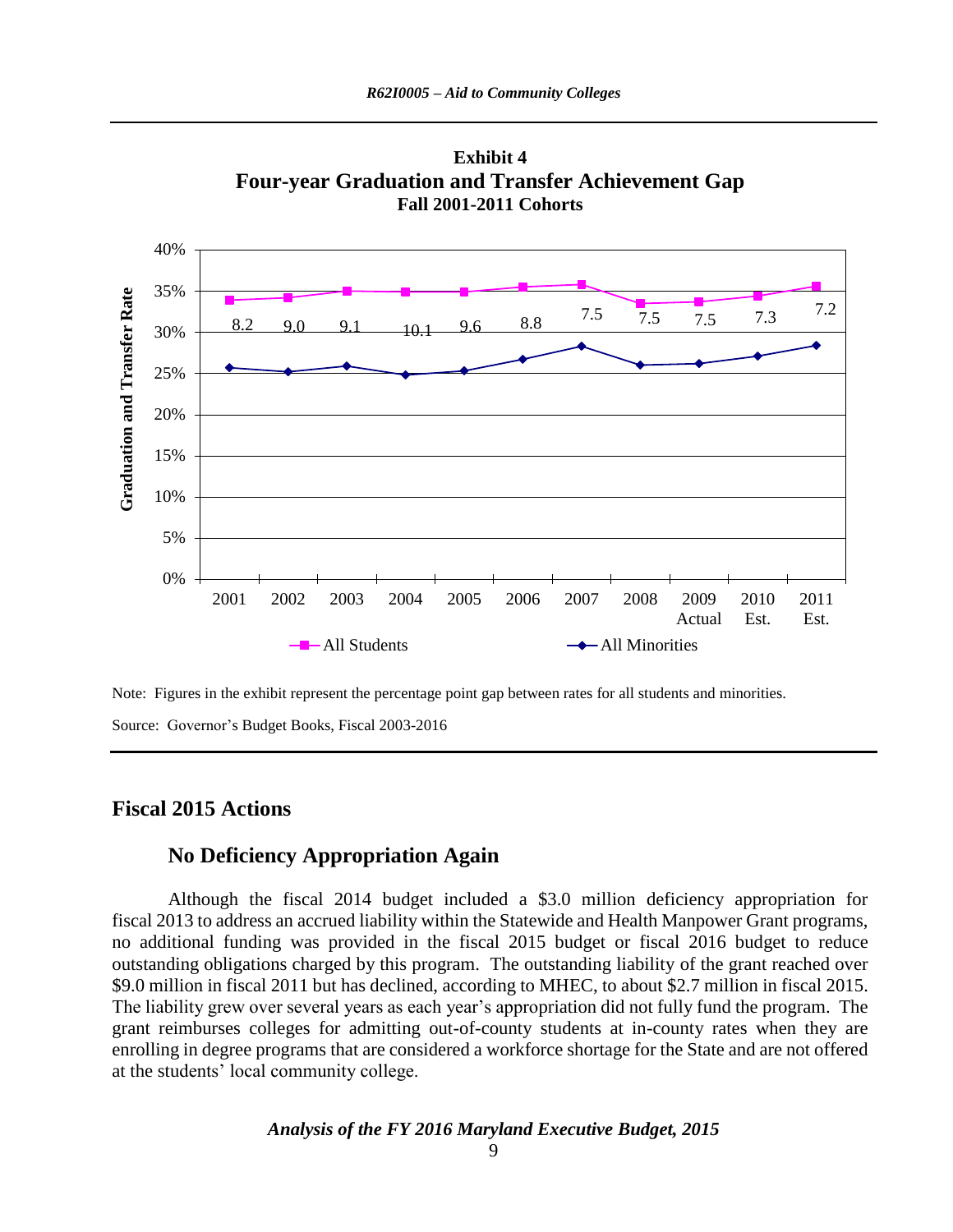**Exhibit 4**
**Four-year Graduation and Transfer Achievement Gap**
**Fall 2001-2011 Cohorts**

| Cohort | Gap (percentage points) |
|---|---|
| 2001 | 8.2 |
| 2002 | 9.0 |
| 2003 | 9.1 |
| 2004 | 10.1 |
| 2005 | 9.6 |
| 2006 | 8.8 |
| 2007 | 7.5 |
| 2008 | 7.5 |
| 2009 Actual | 7.5 |
| 2010 Est. | 7.3 |
| 2011 Est. | 7.2 |

Note: Figures in the exhibit represent the percentage point gap between rates for all students and minorities.

Source: Governor's Budget Books, Fiscal 2003-2016

## Fiscal 2015 Actions

### No Deficiency Appropriation Again

Although the fiscal 2014 budget included a $3.0 million deficiency appropriation for fiscal 2013 to address an accrued liability within the Statewide and Health Manpower Grant programs, no additional funding was provided in the fiscal 2015 budget or fiscal 2016 budget to reduce outstanding obligations charged by this program. The outstanding liability of the grant reached over $9.0 million in fiscal 2011 but has declined, according to MHEC, to about $2.7 million in fiscal 2015. The liability grew over several years as each year's appropriation did not fully fund the program. The grant reimburses colleges for admitting out-of-county students at in-county rates when they are enrolling in degree programs that are considered a workforce shortage for the State and are not offered at the students' local community college.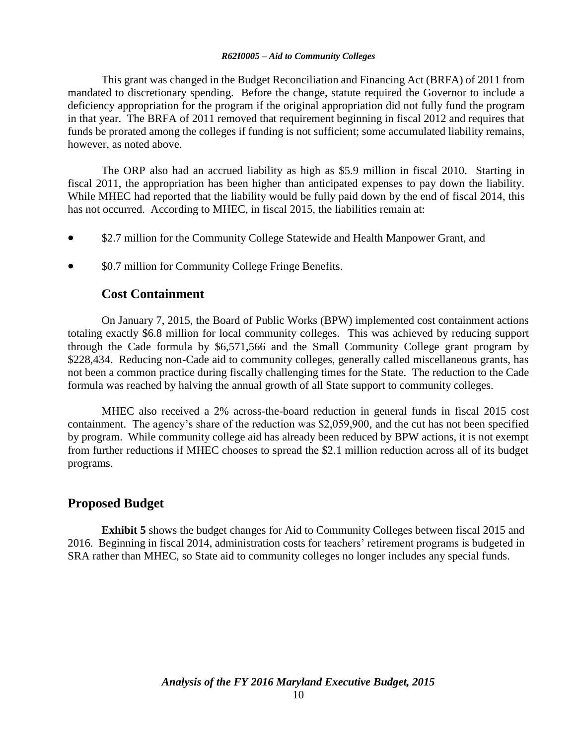This grant was changed in the Budget Reconciliation and Financing Act (BRFA) of 2011 from mandated to discretionary spending. Before the change, statute required the Governor to include a deficiency appropriation for the program if the original appropriation did not fully fund the program in that year. The BRFA of 2011 removed that requirement beginning in fiscal 2012 and requires that funds be prorated among the colleges if funding is not sufficient; some accumulated liability remains, however, as noted above.

The ORP also had an accrued liability as high as $5.9 million in fiscal 2010. Starting in fiscal 2011, the appropriation has been higher than anticipated expenses to pay down the liability. While MHEC had reported that the liability would be fully paid down by the end of fiscal 2014, this has not occurred. According to MHEC, in fiscal 2015, the liabilities remain at:

- $2.7 million for the Community College Statewide and Health Manpower Grant, and
- $0.7 million for Community College Fringe Benefits.

### Cost Containment

On January 7, 2015, the Board of Public Works (BPW) implemented cost containment actions totaling exactly $6.8 million for local community colleges. This was achieved by reducing support through the Cade formula by $6,571,566 and the Small Community College grant program by $228,434. Reducing non-Cade aid to community colleges, generally called miscellaneous grants, has not been a common practice during fiscally challenging times for the State. The reduction to the Cade formula was reached by halving the annual growth of all State support to community colleges.

MHEC also received a 2% across-the-board reduction in general funds in fiscal 2015 cost containment. The agency's share of the reduction was $2,059,900, and the cut has not been specified by program. While community college aid has already been reduced by BPW actions, it is not exempt from further reductions if MHEC chooses to spread the $2.1 million reduction across all of its budget programs.

## Proposed Budget

**Exhibit 5** shows the budget changes for Aid to Community Colleges between fiscal 2015 and 2016. Beginning in fiscal 2014, administration costs for teachers' retirement programs is budgeted in SRA rather than MHEC, so State aid to community colleges no longer includes any special funds.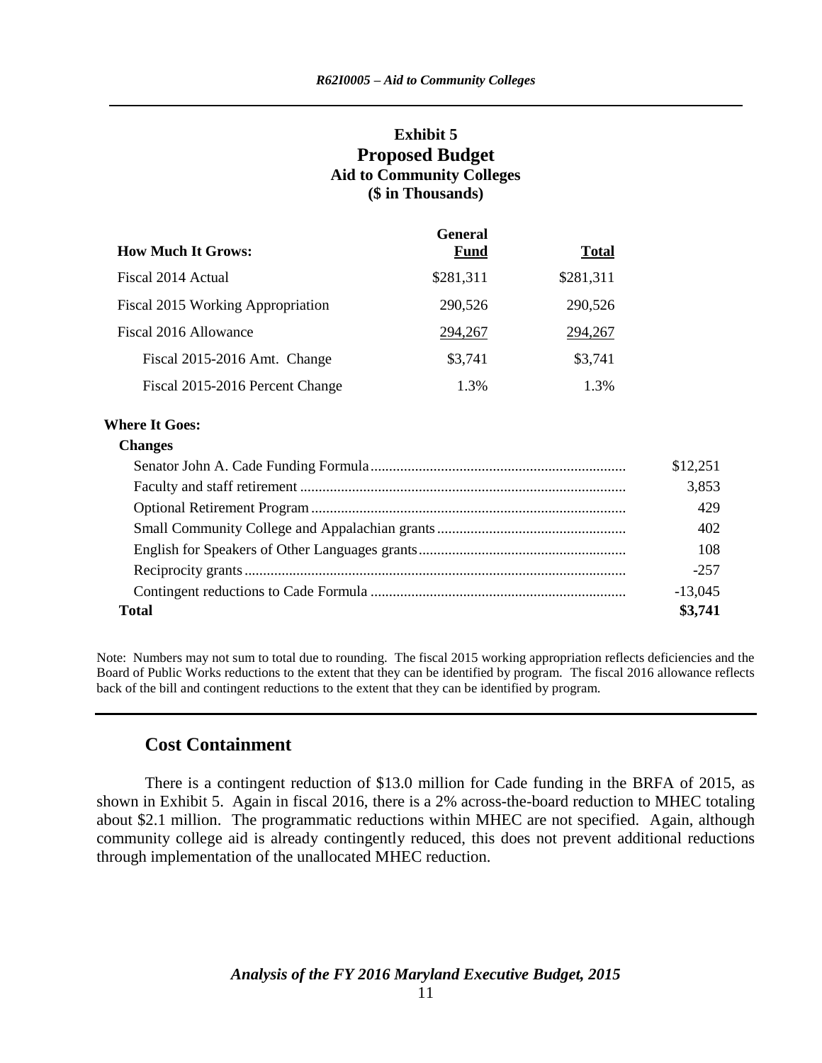**Exhibit 5**
**Proposed Budget**
**Aid to Community Colleges**
**($ in Thousands)**

| How Much It Grows: | General Fund | Total |
|---|---|---|
| Fiscal 2014 Actual | $281,311 | $281,311 |
| Fiscal 2015 Working Appropriation | 290,526 | 290,526 |
| Fiscal 2016 Allowance | 294,267 | 294,267 |
| Fiscal 2015-2016 Amt. Change | $3,741 | $3,741 |
| Fiscal 2015-2016 Percent Change | 1.3% | 1.3% |

**Where It Goes:**

| Changes | |
|---|---|
| Senator John A. Cade Funding Formula | $12,251 |
| Faculty and staff retirement | 3,853 |
| Optional Retirement Program | 429 |
| Small Community College and Appalachian grants | 402 |
| English for Speakers of Other Languages grants | 108 |
| Reciprocity grants | -257 |
| Contingent reductions to Cade Formula | -13,045 |
| **Total** | **$3,741** |

Note: Numbers may not sum to total due to rounding. The fiscal 2015 working appropriation reflects deficiencies and the Board of Public Works reductions to the extent that they can be identified by program. The fiscal 2016 allowance reflects back of the bill and contingent reductions to the extent that they can be identified by program.

## Cost Containment

There is a contingent reduction of $13.0 million for Cade funding in the BRFA of 2015, as shown in Exhibit 5. Again in fiscal 2016, there is a 2% across-the-board reduction to MHEC totaling about $2.1 million. The programmatic reductions within MHEC are not specified. Again, although community college aid is already contingently reduced, this does not prevent additional reductions through implementation of the unallocated MHEC reduction.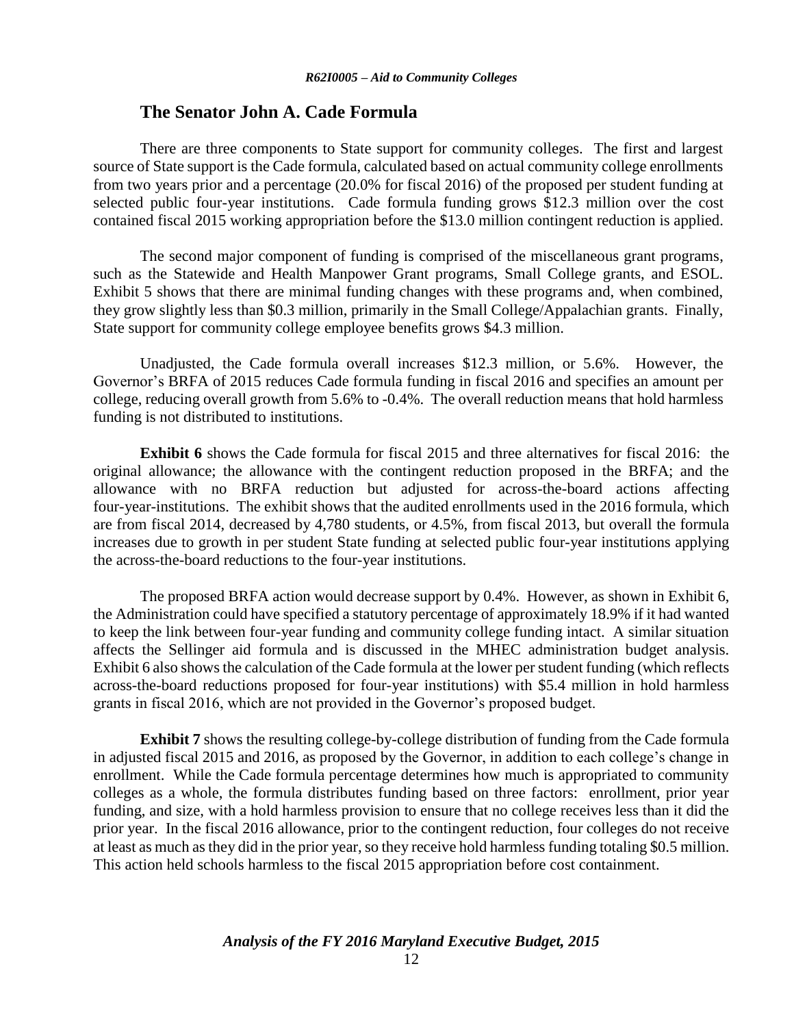## The Senator John A. Cade Formula

There are three components to State support for community colleges. The first and largest source of State support is the Cade formula, calculated based on actual community college enrollments from two years prior and a percentage (20.0% for fiscal 2016) of the proposed per student funding at selected public four-year institutions. Cade formula funding grows $12.3 million over the cost contained fiscal 2015 working appropriation before the $13.0 million contingent reduction is applied.

The second major component of funding is comprised of the miscellaneous grant programs, such as the Statewide and Health Manpower Grant programs, Small College grants, and ESOL. Exhibit 5 shows that there are minimal funding changes with these programs and, when combined, they grow slightly less than $0.3 million, primarily in the Small College/Appalachian grants. Finally, State support for community college employee benefits grows $4.3 million.

Unadjusted, the Cade formula overall increases $12.3 million, or 5.6%. However, the Governor's BRFA of 2015 reduces Cade formula funding in fiscal 2016 and specifies an amount per college, reducing overall growth from 5.6% to -0.4%. The overall reduction means that hold harmless funding is not distributed to institutions.

**Exhibit 6** shows the Cade formula for fiscal 2015 and three alternatives for fiscal 2016: the original allowance; the allowance with the contingent reduction proposed in the BRFA; and the allowance with no BRFA reduction but adjusted for across-the-board actions affecting four-year-institutions. The exhibit shows that the audited enrollments used in the 2016 formula, which are from fiscal 2014, decreased by 4,780 students, or 4.5%, from fiscal 2013, but overall the formula increases due to growth in per student State funding at selected public four-year institutions applying the across-the-board reductions to the four-year institutions.

The proposed BRFA action would decrease support by 0.4%. However, as shown in Exhibit 6, the Administration could have specified a statutory percentage of approximately 18.9% if it had wanted to keep the link between four-year funding and community college funding intact. A similar situation affects the Sellinger aid formula and is discussed in the MHEC administration budget analysis. Exhibit 6 also shows the calculation of the Cade formula at the lower per student funding (which reflects across-the-board reductions proposed for four-year institutions) with $5.4 million in hold harmless grants in fiscal 2016, which are not provided in the Governor's proposed budget.

**Exhibit 7** shows the resulting college-by-college distribution of funding from the Cade formula in adjusted fiscal 2015 and 2016, as proposed by the Governor, in addition to each college's change in enrollment. While the Cade formula percentage determines how much is appropriated to community colleges as a whole, the formula distributes funding based on three factors: enrollment, prior year funding, and size, with a hold harmless provision to ensure that no college receives less than it did the prior year. In the fiscal 2016 allowance, prior to the contingent reduction, four colleges do not receive at least as much as they did in the prior year, so they receive hold harmless funding totaling $0.5 million. This action held schools harmless to the fiscal 2015 appropriation before cost containment.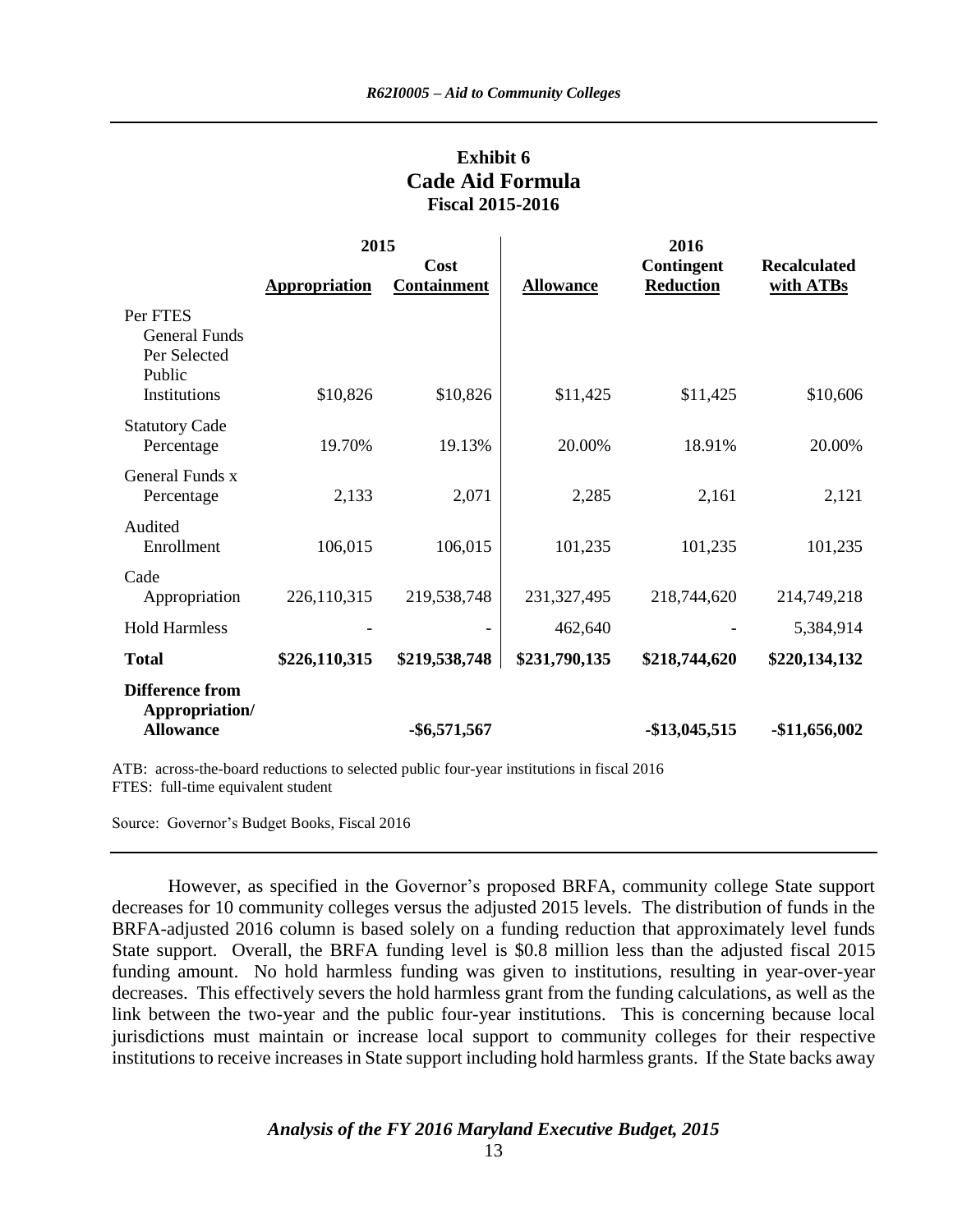**Exhibit 6**
**Cade Aid Formula**
**Fiscal 2015-2016**

| | 2015 | | 2016 | | |
|---|---|---|---|---|---|
| | **Appropriation** | **Cost Containment** | **Allowance** | **Contingent Reduction** | **Recalculated with ATBs** |
| Per FTES General Funds Per Selected Public Institutions | $10,826 | $10,826 | $11,425 | $11,425 | $10,606 |
| Statutory Cade Percentage | 19.70% | 19.13% | 20.00% | 18.91% | 20.00% |
| General Funds x Percentage | 2,133 | 2,071 | 2,285 | 2,161 | 2,121 |
| Audited Enrollment | 106,015 | 106,015 | 101,235 | 101,235 | 101,235 |
| Cade Appropriation | 226,110,315 | 219,538,748 | 231,327,495 | 218,744,620 | 214,749,218 |
| Hold Harmless | - | - | 462,640 | - | 5,384,914 |
| **Total** | **$226,110,315** | **$219,538,748** | **$231,790,135** | **$218,744,620** | **$220,134,132** |
| **Difference from Appropriation/ Allowance** | | **-$6,571,567** | | **-$13,045,515** | **-$11,656,002** |

ATB: across-the-board reductions to selected public four-year institutions in fiscal 2016
FTES: full-time equivalent student

Source: Governor's Budget Books, Fiscal 2016

However, as specified in the Governor's proposed BRFA, community college State support decreases for 10 community colleges versus the adjusted 2015 levels. The distribution of funds in the BRFA-adjusted 2016 column is based solely on a funding reduction that approximately level funds State support. Overall, the BRFA funding level is $0.8 million less than the adjusted fiscal 2015 funding amount. No hold harmless funding was given to institutions, resulting in year-over-year decreases. This effectively severs the hold harmless grant from the funding calculations, as well as the link between the two-year and the public four-year institutions. This is concerning because local jurisdictions must maintain or increase local support to community colleges for their respective institutions to receive increases in State support including hold harmless grants. If the State backs away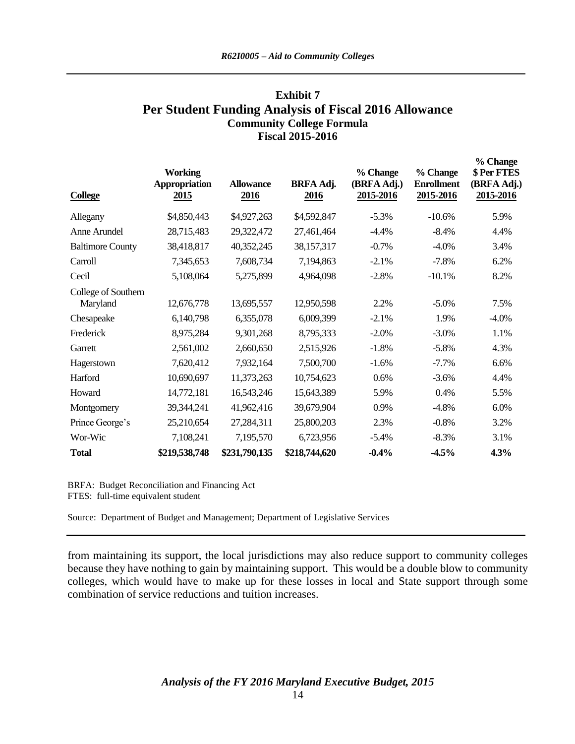## Exhibit 7
## Per Student Funding Analysis of Fiscal 2016 Allowance
### Community College Formula
### Fiscal 2015-2016

| College | Working Appropriation 2015 | Allowance 2016 | BRFA Adj. 2016 | % Change (BRFA Adj.) 2015-2016 | % Change Enrollment 2015-2016 | % Change $ Per FTES (BRFA Adj.) 2015-2016 |
|---|---|---|---|---|---|---|
| Allegany | $4,850,443 | $4,927,263 | $4,592,847 | -5.3% | -10.6% | 5.9% |
| Anne Arundel | 28,715,483 | 29,322,472 | 27,461,464 | -4.4% | -8.4% | 4.4% |
| Baltimore County | 38,418,817 | 40,352,245 | 38,157,317 | -0.7% | -4.0% | 3.4% |
| Carroll | 7,345,653 | 7,608,734 | 7,194,863 | -2.1% | -7.8% | 6.2% |
| Cecil | 5,108,064 | 5,275,899 | 4,964,098 | -2.8% | -10.1% | 8.2% |
| College of Southern Maryland | 12,676,778 | 13,695,557 | 12,950,598 | 2.2% | -5.0% | 7.5% |
| Chesapeake | 6,140,798 | 6,355,078 | 6,009,399 | -2.1% | 1.9% | -4.0% |
| Frederick | 8,975,284 | 9,301,268 | 8,795,333 | -2.0% | -3.0% | 1.1% |
| Garrett | 2,561,002 | 2,660,650 | 2,515,926 | -1.8% | -5.8% | 4.3% |
| Hagerstown | 7,620,412 | 7,932,164 | 7,500,700 | -1.6% | -7.7% | 6.6% |
| Harford | 10,690,697 | 11,373,263 | 10,754,623 | 0.6% | -3.6% | 4.4% |
| Howard | 14,772,181 | 16,543,246 | 15,643,389 | 5.9% | 0.4% | 5.5% |
| Montgomery | 39,344,241 | 41,962,416 | 39,679,904 | 0.9% | -4.8% | 6.0% |
| Prince George's | 25,210,654 | 27,284,311 | 25,800,203 | 2.3% | -0.8% | 3.2% |
| Wor-Wic | 7,108,241 | 7,195,570 | 6,723,956 | -5.4% | -8.3% | 3.1% |
| **Total** | **$219,538,748** | **$231,790,135** | **$218,744,620** | **-0.4%** | **-4.5%** | **4.3%** |

BRFA: Budget Reconciliation and Financing Act
FTES: full-time equivalent student

Source: Department of Budget and Management; Department of Legislative Services

from maintaining its support, the local jurisdictions may also reduce support to community colleges because they have nothing to gain by maintaining support. This would be a double blow to community colleges, which would have to make up for these losses in local and State support through some combination of service reductions and tuition increases.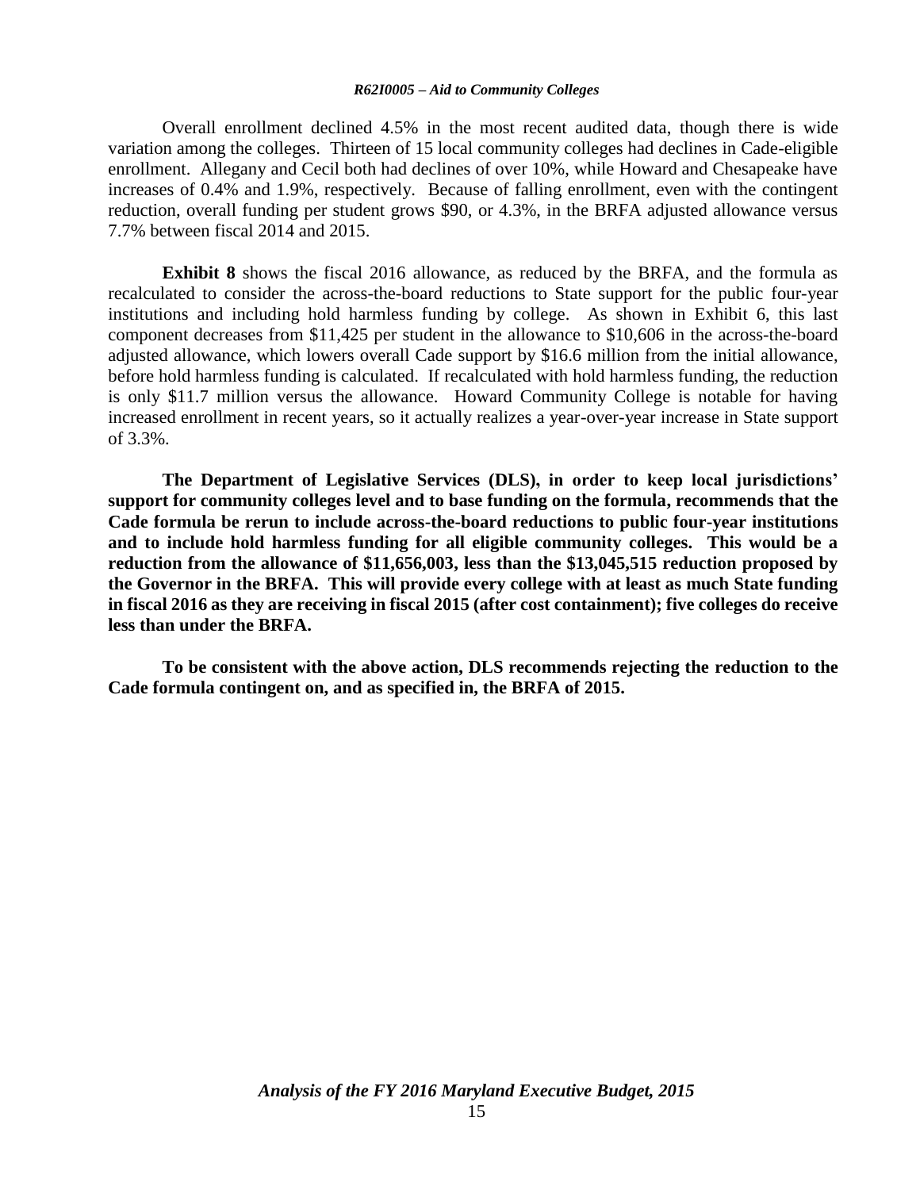Overall enrollment declined 4.5% in the most recent audited data, though there is wide variation among the colleges. Thirteen of 15 local community colleges had declines in Cade-eligible enrollment. Allegany and Cecil both had declines of over 10%, while Howard and Chesapeake have increases of 0.4% and 1.9%, respectively. Because of falling enrollment, even with the contingent reduction, overall funding per student grows $90, or 4.3%, in the BRFA adjusted allowance versus 7.7% between fiscal 2014 and 2015.

**Exhibit 8** shows the fiscal 2016 allowance, as reduced by the BRFA, and the formula as recalculated to consider the across-the-board reductions to State support for the public four-year institutions and including hold harmless funding by college. As shown in Exhibit 6, this last component decreases from $11,425 per student in the allowance to $10,606 in the across-the-board adjusted allowance, which lowers overall Cade support by $16.6 million from the initial allowance, before hold harmless funding is calculated. If recalculated with hold harmless funding, the reduction is only $11.7 million versus the allowance. Howard Community College is notable for having increased enrollment in recent years, so it actually realizes a year-over-year increase in State support of 3.3%.

**The Department of Legislative Services (DLS), in order to keep local jurisdictions' support for community colleges level and to base funding on the formula, recommends that the Cade formula be rerun to include across-the-board reductions to public four-year institutions and to include hold harmless funding for all eligible community colleges. This would be a reduction from the allowance of $11,656,003, less than the $13,045,515 reduction proposed by the Governor in the BRFA. This will provide every college with at least as much State funding in fiscal 2016 as they are receiving in fiscal 2015 (after cost containment); five colleges do receive less than under the BRFA.**

**To be consistent with the above action, DLS recommends rejecting the reduction to the Cade formula contingent on, and as specified in, the BRFA of 2015.**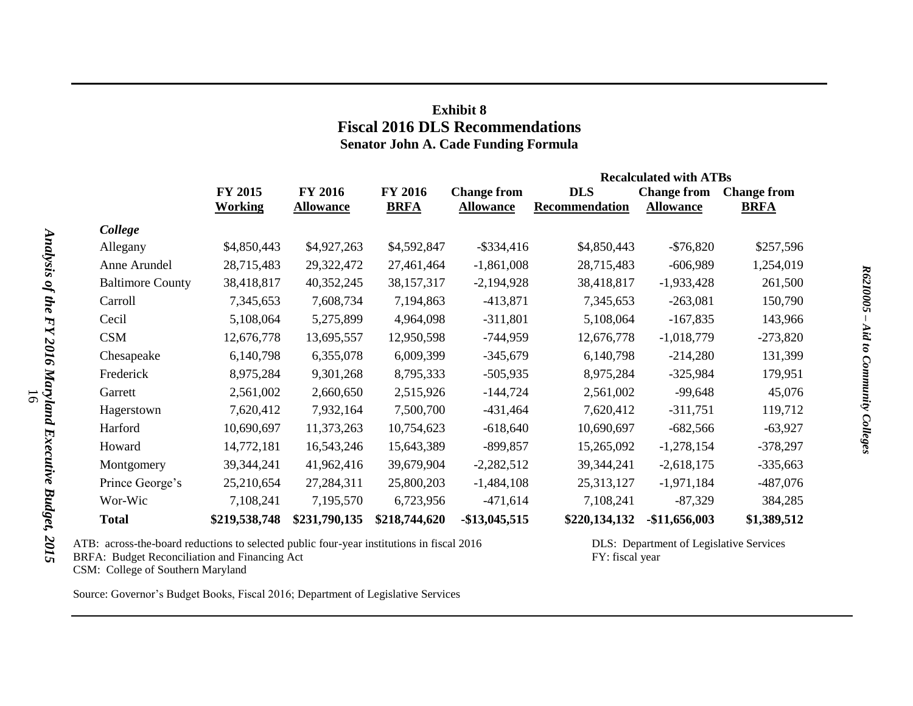**Exhibit 8**
**Fiscal 2016 DLS Recommendations**
**Senator John A. Cade Funding Formula**

| | | | | | Recalculated with ATBs | | |
|---|---|---|---|---|---|---|---|
| | **FY 2015 Working** | **FY 2016 Allowance** | **FY 2016 BRFA** | **Change from Allowance** | **DLS Recommendation** | **Change from Allowance** | **Change from BRFA** |
| ***College*** | | | | | | | |
| Allegany | $4,850,443 | $4,927,263 | $4,592,847 | -$334,416 | $4,850,443 | -$76,820 | $257,596 |
| Anne Arundel | 28,715,483 | 29,322,472 | 27,461,464 | -1,861,008 | 28,715,483 | -606,989 | 1,254,019 |
| Baltimore County | 38,418,817 | 40,352,245 | 38,157,317 | -2,194,928 | 38,418,817 | -1,933,428 | 261,500 |
| Carroll | 7,345,653 | 7,608,734 | 7,194,863 | -413,871 | 7,345,653 | -263,081 | 150,790 |
| Cecil | 5,108,064 | 5,275,899 | 4,964,098 | -311,801 | 5,108,064 | -167,835 | 143,966 |
| CSM | 12,676,778 | 13,695,557 | 12,950,598 | -744,959 | 12,676,778 | -1,018,779 | -273,820 |
| Chesapeake | 6,140,798 | 6,355,078 | 6,009,399 | -345,679 | 6,140,798 | -214,280 | 131,399 |
| Frederick | 8,975,284 | 9,301,268 | 8,795,333 | -505,935 | 8,975,284 | -325,984 | 179,951 |
| Garrett | 2,561,002 | 2,660,650 | 2,515,926 | -144,724 | 2,561,002 | -99,648 | 45,076 |
| Hagerstown | 7,620,412 | 7,932,164 | 7,500,700 | -431,464 | 7,620,412 | -311,751 | 119,712 |
| Harford | 10,690,697 | 11,373,263 | 10,754,623 | -618,640 | 10,690,697 | -682,566 | -63,927 |
| Howard | 14,772,181 | 16,543,246 | 15,643,389 | -899,857 | 15,265,092 | -1,278,154 | -378,297 |
| Montgomery | 39,344,241 | 41,962,416 | 39,679,904 | -2,282,512 | 39,344,241 | -2,618,175 | -335,663 |
| Prince George's | 25,210,654 | 27,284,311 | 25,800,203 | -1,484,108 | 25,313,127 | -1,971,184 | -487,076 |
| Wor-Wic | 7,108,241 | 7,195,570 | 6,723,956 | -471,614 | 7,108,241 | -87,329 | 384,285 |
| **Total** | **$219,538,748** | **$231,790,135** | **$218,744,620** | **-$13,045,515** | **$220,134,132** | **-$11,656,003** | **$1,389,512** |

ATB: across-the-board reductions to selected public four-year institutions in fiscal 2016
BRFA: Budget Reconciliation and Financing Act
CSM: College of Southern Maryland
DLS: Department of Legislative Services
FY: fiscal year

Source: Governor's Budget Books, Fiscal 2016; Department of Legislative Services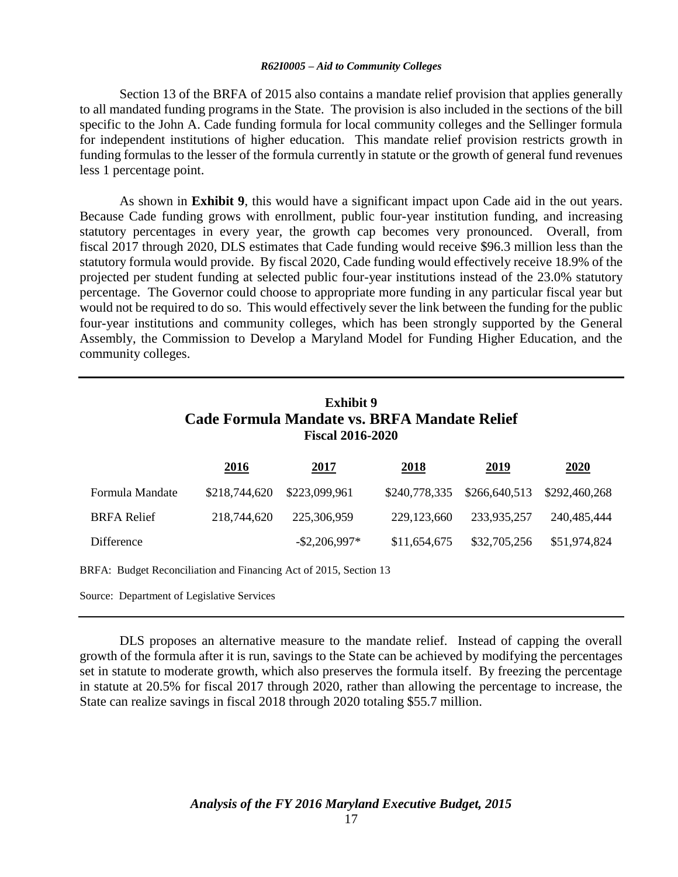Section 13 of the BRFA of 2015 also contains a mandate relief provision that applies generally to all mandated funding programs in the State. The provision is also included in the sections of the bill specific to the John A. Cade funding formula for local community colleges and the Sellinger formula for independent institutions of higher education. This mandate relief provision restricts growth in funding formulas to the lesser of the formula currently in statute or the growth of general fund revenues less 1 percentage point.

As shown in **Exhibit 9**, this would have a significant impact upon Cade aid in the out years. Because Cade funding grows with enrollment, public four-year institution funding, and increasing statutory percentages in every year, the growth cap becomes very pronounced. Overall, from fiscal 2017 through 2020, DLS estimates that Cade funding would receive $96.3 million less than the statutory formula would provide. By fiscal 2020, Cade funding would effectively receive 18.9% of the projected per student funding at selected public four-year institutions instead of the 23.0% statutory percentage. The Governor could choose to appropriate more funding in any particular fiscal year but would not be required to do so. This would effectively sever the link between the funding for the public four-year institutions and community colleges, which has been strongly supported by the General Assembly, the Commission to Develop a Maryland Model for Funding Higher Education, and the community colleges.

**Exhibit 9**
**Cade Formula Mandate vs. BRFA Mandate Relief**
**Fiscal 2016-2020**

| | 2016 | 2017 | 2018 | 2019 | 2020 |
|---|---|---|---|---|---|
| Formula Mandate | $218,744,620 | $223,099,961 | $240,778,335 | $266,640,513 | $292,460,268 |
| BRFA Relief | 218,744,620 | 225,306,959 | 229,123,660 | 233,935,257 | 240,485,444 |
| Difference | | -$2,206,997* | $11,654,675 | $32,705,256 | $51,974,824 |

BRFA: Budget Reconciliation and Financing Act of 2015, Section 13

Source: Department of Legislative Services

DLS proposes an alternative measure to the mandate relief. Instead of capping the overall growth of the formula after it is run, savings to the State can be achieved by modifying the percentages set in statute to moderate growth, which also preserves the formula itself. By freezing the percentage in statute at 20.5% for fiscal 2017 through 2020, rather than allowing the percentage to increase, the State can realize savings in fiscal 2018 through 2020 totaling $55.7 million.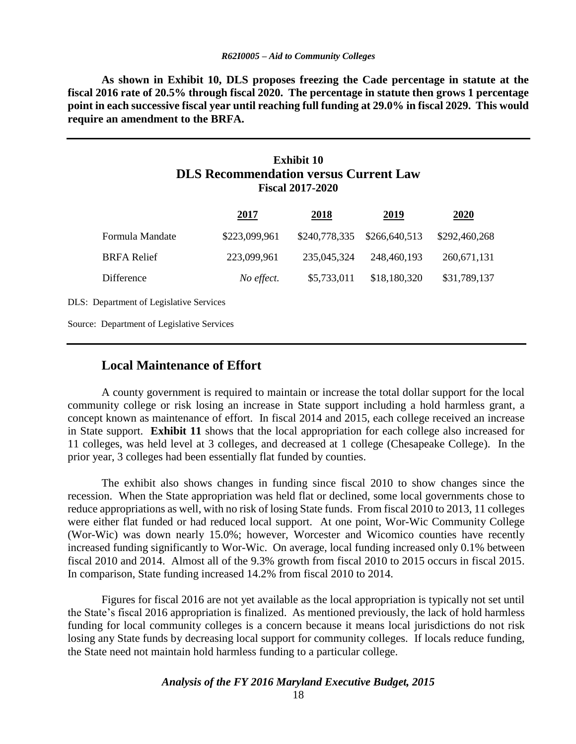**As shown in Exhibit 10, DLS proposes freezing the Cade percentage in statute at the fiscal 2016 rate of 20.5% through fiscal 2020. The percentage in statute then grows 1 percentage point in each successive fiscal year until reaching full funding at 29.0% in fiscal 2029. This would require an amendment to the BRFA.**

**Exhibit 10**
**DLS Recommendation versus Current Law**
**Fiscal 2017-2020**

| | 2017 | 2018 | 2019 | 2020 |
|---|---|---|---|---|
| Formula Mandate | $223,099,961 | $240,778,335 | $266,640,513 | $292,460,268 |
| BRFA Relief | 223,099,961 | 235,045,324 | 248,460,193 | 260,671,131 |
| Difference | *No effect.* | $5,733,011 | $18,180,320 | $31,789,137 |

DLS: Department of Legislative Services

Source: Department of Legislative Services

## Local Maintenance of Effort

A county government is required to maintain or increase the total dollar support for the local community college or risk losing an increase in State support including a hold harmless grant, a concept known as maintenance of effort. In fiscal 2014 and 2015, each college received an increase in State support. **Exhibit 11** shows that the local appropriation for each college also increased for 11 colleges, was held level at 3 colleges, and decreased at 1 college (Chesapeake College). In the prior year, 3 colleges had been essentially flat funded by counties.

The exhibit also shows changes in funding since fiscal 2010 to show changes since the recession. When the State appropriation was held flat or declined, some local governments chose to reduce appropriations as well, with no risk of losing State funds. From fiscal 2010 to 2013, 11 colleges were either flat funded or had reduced local support. At one point, Wor-Wic Community College (Wor-Wic) was down nearly 15.0%; however, Worcester and Wicomico counties have recently increased funding significantly to Wor-Wic. On average, local funding increased only 0.1% between fiscal 2010 and 2014. Almost all of the 9.3% growth from fiscal 2010 to 2015 occurs in fiscal 2015. In comparison, State funding increased 14.2% from fiscal 2010 to 2014.

Figures for fiscal 2016 are not yet available as the local appropriation is typically not set until the State's fiscal 2016 appropriation is finalized. As mentioned previously, the lack of hold harmless funding for local community colleges is a concern because it means local jurisdictions do not risk losing any State funds by decreasing local support for community colleges. If locals reduce funding, the State need not maintain hold harmless funding to a particular college.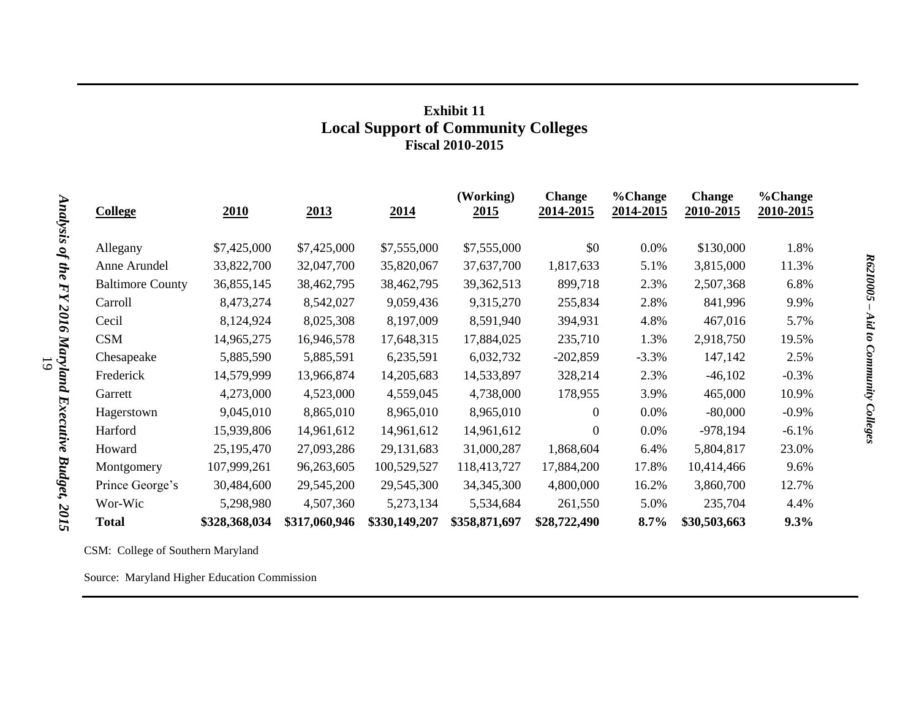**Exhibit 11**
**Local Support of Community Colleges**
**Fiscal 2010-2015**

| College | 2010 | 2013 | 2014 | (Working) 2015 | Change 2014-2015 | %Change 2014-2015 | Change 2010-2015 | %Change 2010-2015 |
|---|---|---|---|---|---|---|---|---|
| Allegany | $7,425,000 | $7,425,000 | $7,555,000 | $7,555,000 | $0 | 0.0% | $130,000 | 1.8% |
| Anne Arundel | 33,822,700 | 32,047,700 | 35,820,067 | 37,637,700 | 1,817,633 | 5.1% | 3,815,000 | 11.3% |
| Baltimore County | 36,855,145 | 38,462,795 | 38,462,795 | 39,362,513 | 899,718 | 2.3% | 2,507,368 | 6.8% |
| Carroll | 8,473,274 | 8,542,027 | 9,059,436 | 9,315,270 | 255,834 | 2.8% | 841,996 | 9.9% |
| Cecil | 8,124,924 | 8,025,308 | 8,197,009 | 8,591,940 | 394,931 | 4.8% | 467,016 | 5.7% |
| CSM | 14,965,275 | 16,946,578 | 17,648,315 | 17,884,025 | 235,710 | 1.3% | 2,918,750 | 19.5% |
| Chesapeake | 5,885,590 | 5,885,591 | 6,235,591 | 6,032,732 | -202,859 | -3.3% | 147,142 | 2.5% |
| Frederick | 14,579,999 | 13,966,874 | 14,205,683 | 14,533,897 | 328,214 | 2.3% | -46,102 | -0.3% |
| Garrett | 4,273,000 | 4,523,000 | 4,559,045 | 4,738,000 | 178,955 | 3.9% | 465,000 | 10.9% |
| Hagerstown | 9,045,010 | 8,865,010 | 8,965,010 | 8,965,010 | 0 | 0.0% | -80,000 | -0.9% |
| Harford | 15,939,806 | 14,961,612 | 14,961,612 | 14,961,612 | 0 | 0.0% | -978,194 | -6.1% |
| Howard | 25,195,470 | 27,093,286 | 29,131,683 | 31,000,287 | 1,868,604 | 6.4% | 5,804,817 | 23.0% |
| Montgomery | 107,999,261 | 96,263,605 | 100,529,527 | 118,413,727 | 17,884,200 | 17.8% | 10,414,466 | 9.6% |
| Prince George's | 30,484,600 | 29,545,200 | 29,545,300 | 34,345,300 | 4,800,000 | 16.2% | 3,860,700 | 12.7% |
| Wor-Wic | 5,298,980 | 4,507,360 | 5,273,134 | 5,534,684 | 261,550 | 5.0% | 235,704 | 4.4% |
| **Total** | **$328,368,034** | **$317,060,946** | **$330,149,207** | **$358,871,697** | **$28,722,490** | **8.7%** | **$30,503,663** | **9.3%** |

CSM: College of Southern Maryland

Source: Maryland Higher Education Commission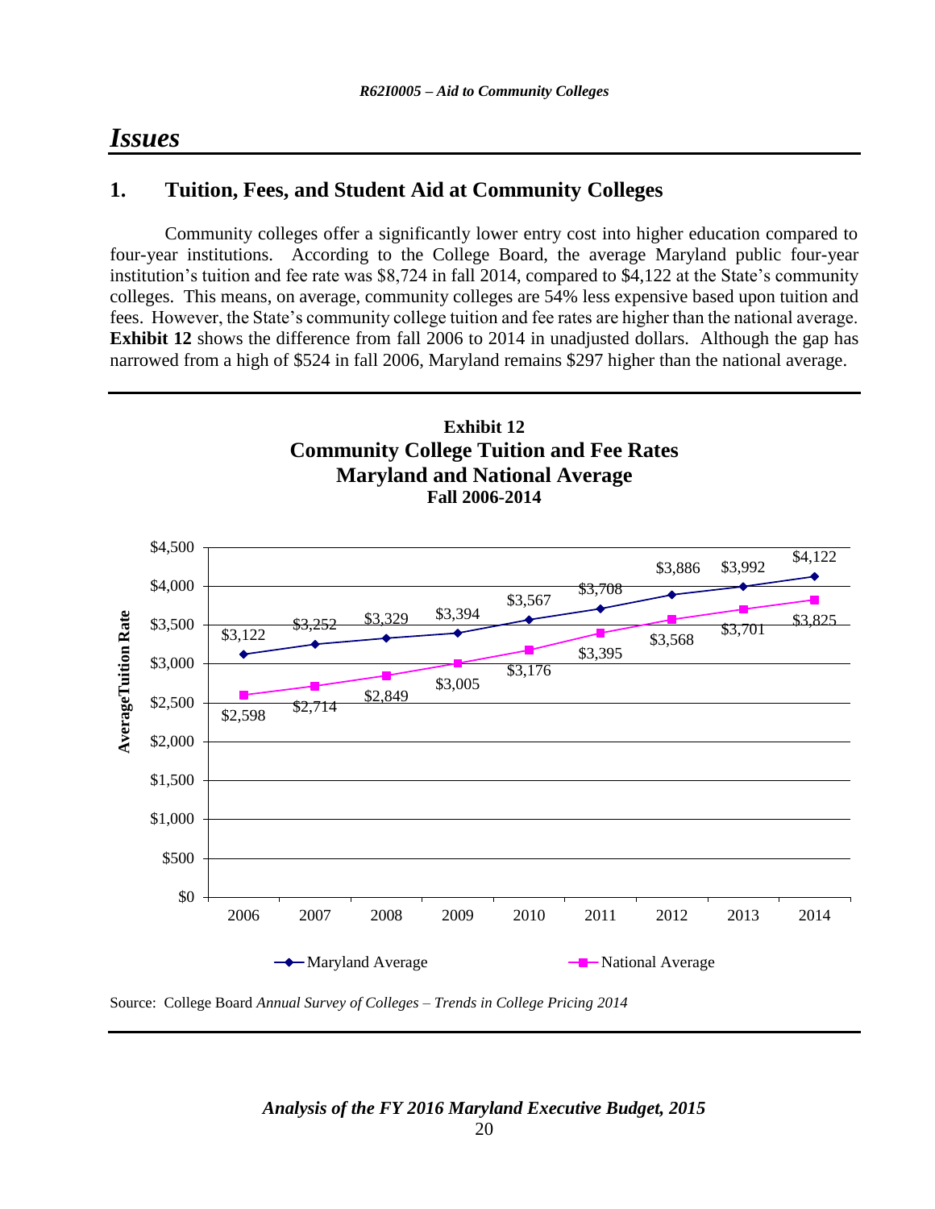# Issues

## 1. Tuition, Fees, and Student Aid at Community Colleges

Community colleges offer a significantly lower entry cost into higher education compared to four-year institutions. According to the College Board, the average Maryland public four-year institution's tuition and fee rate was $8,724 in fall 2014, compared to $4,122 at the State's community colleges. This means, on average, community colleges are 54% less expensive based upon tuition and fees. However, the State's community college tuition and fee rates are higher than the national average. **Exhibit 12** shows the difference from fall 2006 to 2014 in unadjusted dollars. Although the gap has narrowed from a high of $524 in fall 2006, Maryland remains $297 higher than the national average.

**Exhibit 12**
**Community College Tuition and Fee Rates**
**Maryland and National Average**
**Fall 2006-2014**

| Year | Maryland Average | National Average |
|---|---|---|
| 2006 | $3,122 | $2,598 |
| 2007 | $3,252 | $2,714 |
| 2008 | $3,329 | $2,849 |
| 2009 | $3,394 | $3,005 |
| 2010 | $3,567 | $3,176 |
| 2011 | $3,708 | $3,395 |
| 2012 | $3,886 | $3,568 |
| 2013 | $3,992 | $3,701 |
| 2014 | $4,122 | $3,825 |

Source: College Board *Annual Survey of Colleges – Trends in College Pricing 2014*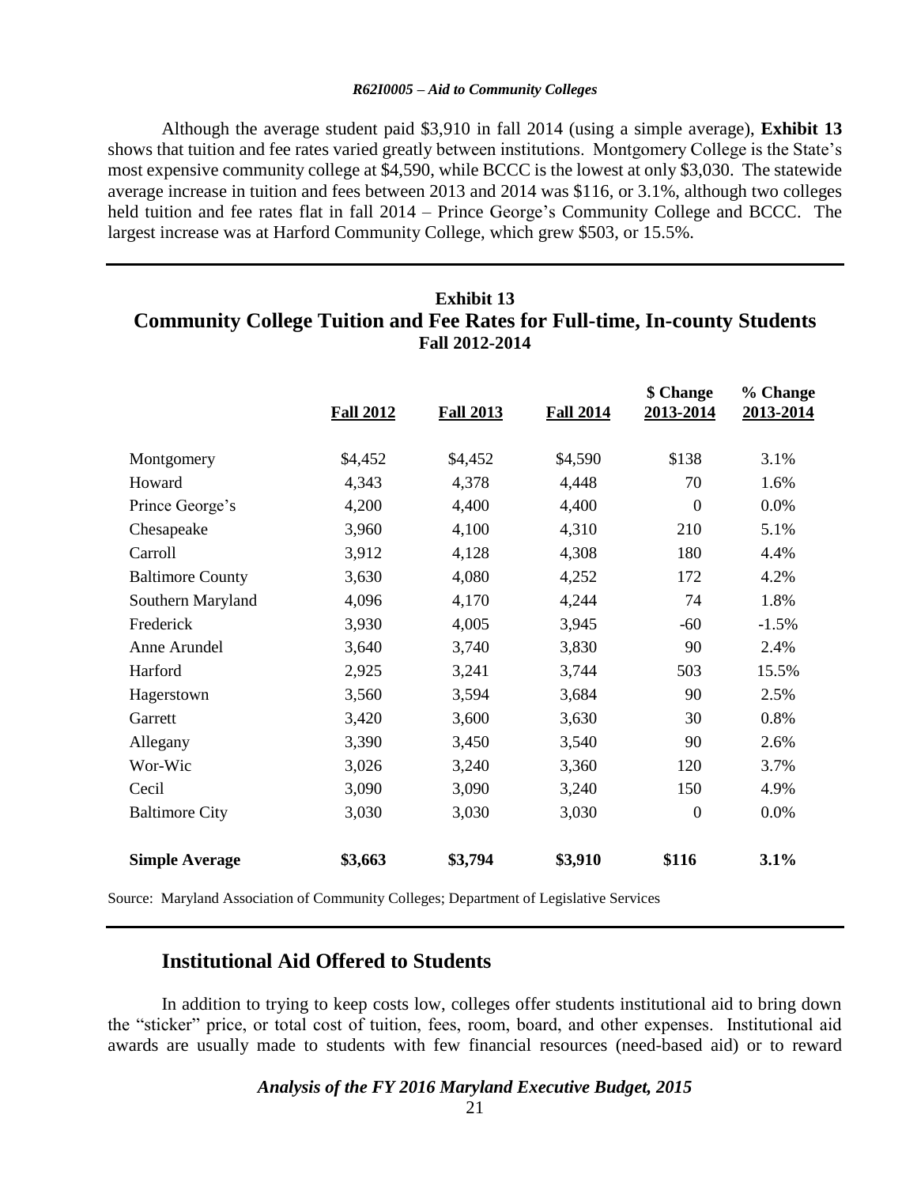Although the average student paid $3,910 in fall 2014 (using a simple average), **Exhibit 13** shows that tuition and fee rates varied greatly between institutions. Montgomery College is the State's most expensive community college at $4,590, while BCCC is the lowest at only $3,030. The statewide average increase in tuition and fees between 2013 and 2014 was $116, or 3.1%, although two colleges held tuition and fee rates flat in fall 2014 – Prince George's Community College and BCCC. The largest increase was at Harford Community College, which grew $503, or 15.5%.

## Exhibit 13
## Community College Tuition and Fee Rates for Full-time, In-county Students
### Fall 2012-2014

| | Fall 2012 | Fall 2013 | Fall 2014 | $ Change 2013-2014 | % Change 2013-2014 |
|---|---|---|---|---|---|
| Montgomery | $4,452 | $4,452 | $4,590 | $138 | 3.1% |
| Howard | 4,343 | 4,378 | 4,448 | 70 | 1.6% |
| Prince George's | 4,200 | 4,400 | 4,400 | 0 | 0.0% |
| Chesapeake | 3,960 | 4,100 | 4,310 | 210 | 5.1% |
| Carroll | 3,912 | 4,128 | 4,308 | 180 | 4.4% |
| Baltimore County | 3,630 | 4,080 | 4,252 | 172 | 4.2% |
| Southern Maryland | 4,096 | 4,170 | 4,244 | 74 | 1.8% |
| Frederick | 3,930 | 4,005 | 3,945 | -60 | -1.5% |
| Anne Arundel | 3,640 | 3,740 | 3,830 | 90 | 2.4% |
| Harford | 2,925 | 3,241 | 3,744 | 503 | 15.5% |
| Hagerstown | 3,560 | 3,594 | 3,684 | 90 | 2.5% |
| Garrett | 3,420 | 3,600 | 3,630 | 30 | 0.8% |
| Allegany | 3,390 | 3,450 | 3,540 | 90 | 2.6% |
| Wor-Wic | 3,026 | 3,240 | 3,360 | 120 | 3.7% |
| Cecil | 3,090 | 3,090 | 3,240 | 150 | 4.9% |
| Baltimore City | 3,030 | 3,030 | 3,030 | 0 | 0.0% |
| **Simple Average** | **$3,663** | **$3,794** | **$3,910** | **$116** | **3.1%** |

Source: Maryland Association of Community Colleges; Department of Legislative Services

## Institutional Aid Offered to Students

In addition to trying to keep costs low, colleges offer students institutional aid to bring down the "sticker" price, or total cost of tuition, fees, room, board, and other expenses. Institutional aid awards are usually made to students with few financial resources (need-based aid) or to reward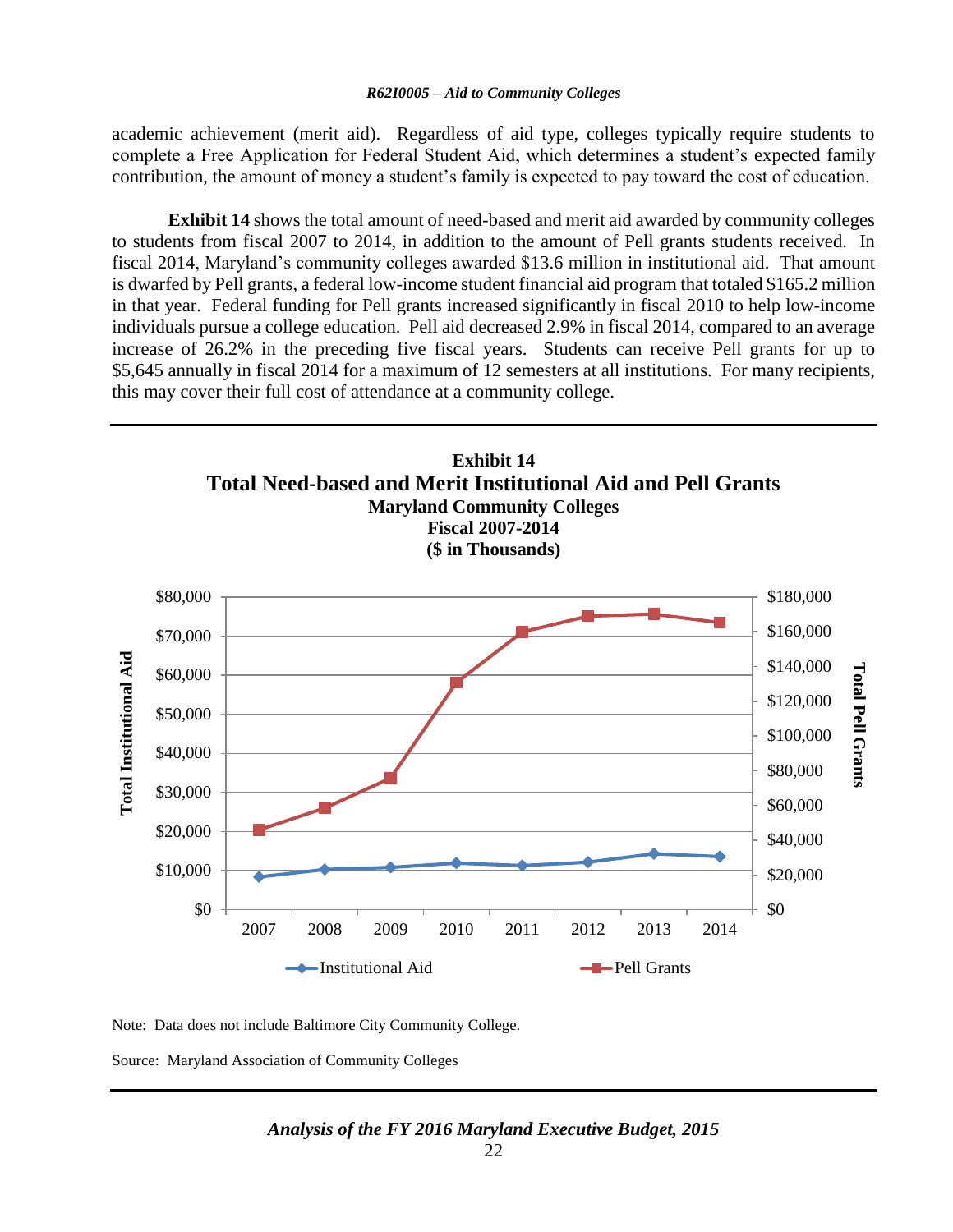academic achievement (merit aid). Regardless of aid type, colleges typically require students to complete a Free Application for Federal Student Aid, which determines a student's expected family contribution, the amount of money a student's family is expected to pay toward the cost of education.

**Exhibit 14** shows the total amount of need-based and merit aid awarded by community colleges to students from fiscal 2007 to 2014, in addition to the amount of Pell grants students received. In fiscal 2014, Maryland's community colleges awarded $13.6 million in institutional aid. That amount is dwarfed by Pell grants, a federal low-income student financial aid program that totaled $165.2 million in that year. Federal funding for Pell grants increased significantly in fiscal 2010 to help low-income individuals pursue a college education. Pell aid decreased 2.9% in fiscal 2014, compared to an average increase of 26.2% in the preceding five fiscal years. Students can receive Pell grants for up to $5,645 annually in fiscal 2014 for a maximum of 12 semesters at all institutions. For many recipients, this may cover their full cost of attendance at a community college.

**Exhibit 14**
**Total Need-based and Merit Institutional Aid and Pell Grants**
**Maryland Community Colleges**
**Fiscal 2007-2014**
**($ in Thousands)**

Note: Data does not include Baltimore City Community College.

Source: Maryland Association of Community Colleges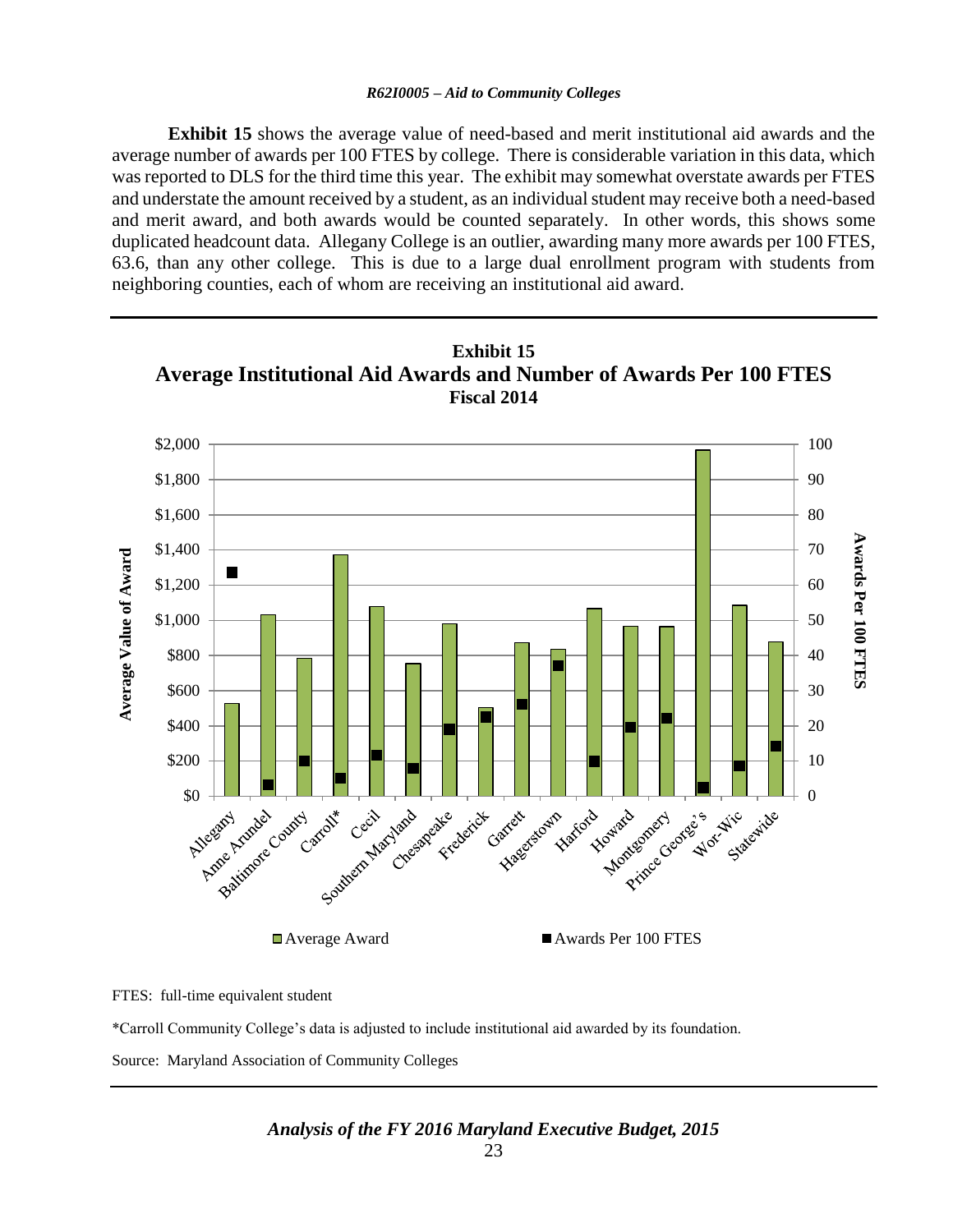**Exhibit 15** shows the average value of need-based and merit institutional aid awards and the average number of awards per 100 FTES by college. There is considerable variation in this data, which was reported to DLS for the third time this year. The exhibit may somewhat overstate awards per FTES and understate the amount received by a student, as an individual student may receive both a need-based and merit award, and both awards would be counted separately. In other words, this shows some duplicated headcount data. Allegany College is an outlier, awarding many more awards per 100 FTES, 63.6, than any other college. This is due to a large dual enrollment program with students from neighboring counties, each of whom are receiving an institutional aid award.

**Exhibit 15**
**Average Institutional Aid Awards and Number of Awards Per 100 FTES**
**Fiscal 2014**

Average Value of Award ($0 – $2,000) and Awards Per 100 FTES (0 – 100), by college: Allegany, Anne Arundel, Baltimore County, Carroll*, Cecil, Southern Maryland, Chesapeake, Frederick, Garrett, Hagerstown, Harford, Howard, Montgomery, Prince George's, Wor-Wic, Statewide

Average Award ■ Awards Per 100 FTES

FTES: full-time equivalent student

*Carroll Community College's data is adjusted to include institutional aid awarded by its foundation.

Source: Maryland Association of Community Colleges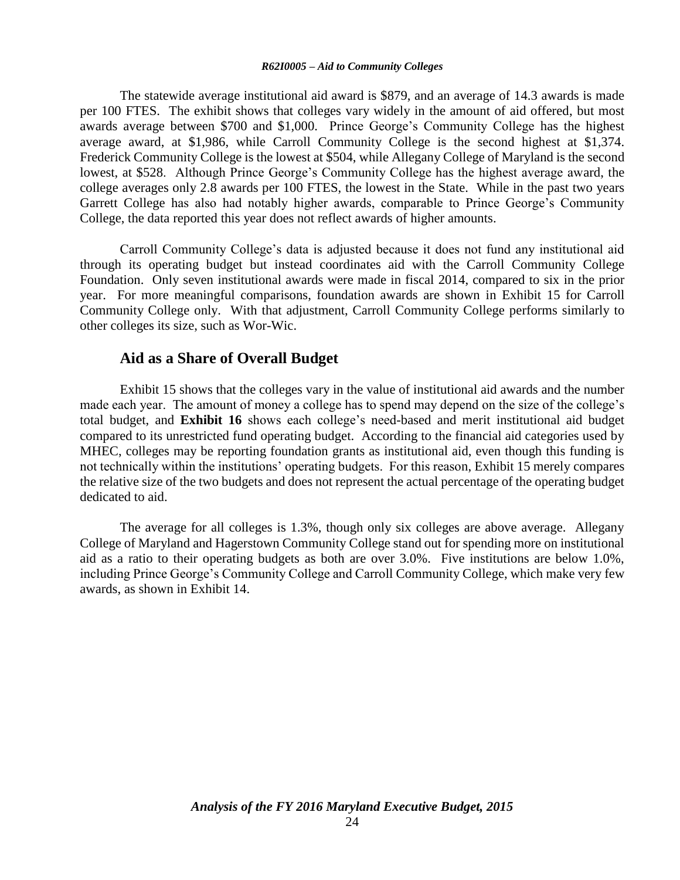The statewide average institutional aid award is $879, and an average of 14.3 awards is made per 100 FTES. The exhibit shows that colleges vary widely in the amount of aid offered, but most awards average between $700 and $1,000. Prince George's Community College has the highest average award, at $1,986, while Carroll Community College is the second highest at $1,374. Frederick Community College is the lowest at $504, while Allegany College of Maryland is the second lowest, at $528. Although Prince George's Community College has the highest average award, the college averages only 2.8 awards per 100 FTES, the lowest in the State. While in the past two years Garrett College has also had notably higher awards, comparable to Prince George's Community College, the data reported this year does not reflect awards of higher amounts.

Carroll Community College's data is adjusted because it does not fund any institutional aid through its operating budget but instead coordinates aid with the Carroll Community College Foundation. Only seven institutional awards were made in fiscal 2014, compared to six in the prior year. For more meaningful comparisons, foundation awards are shown in Exhibit 15 for Carroll Community College only. With that adjustment, Carroll Community College performs similarly to other colleges its size, such as Wor-Wic.

## Aid as a Share of Overall Budget

Exhibit 15 shows that the colleges vary in the value of institutional aid awards and the number made each year. The amount of money a college has to spend may depend on the size of the college's total budget, and **Exhibit 16** shows each college's need-based and merit institutional aid budget compared to its unrestricted fund operating budget. According to the financial aid categories used by MHEC, colleges may be reporting foundation grants as institutional aid, even though this funding is not technically within the institutions' operating budgets. For this reason, Exhibit 15 merely compares the relative size of the two budgets and does not represent the actual percentage of the operating budget dedicated to aid.

The average for all colleges is 1.3%, though only six colleges are above average. Allegany College of Maryland and Hagerstown Community College stand out for spending more on institutional aid as a ratio to their operating budgets as both are over 3.0%. Five institutions are below 1.0%, including Prince George's Community College and Carroll Community College, which make very few awards, as shown in Exhibit 14.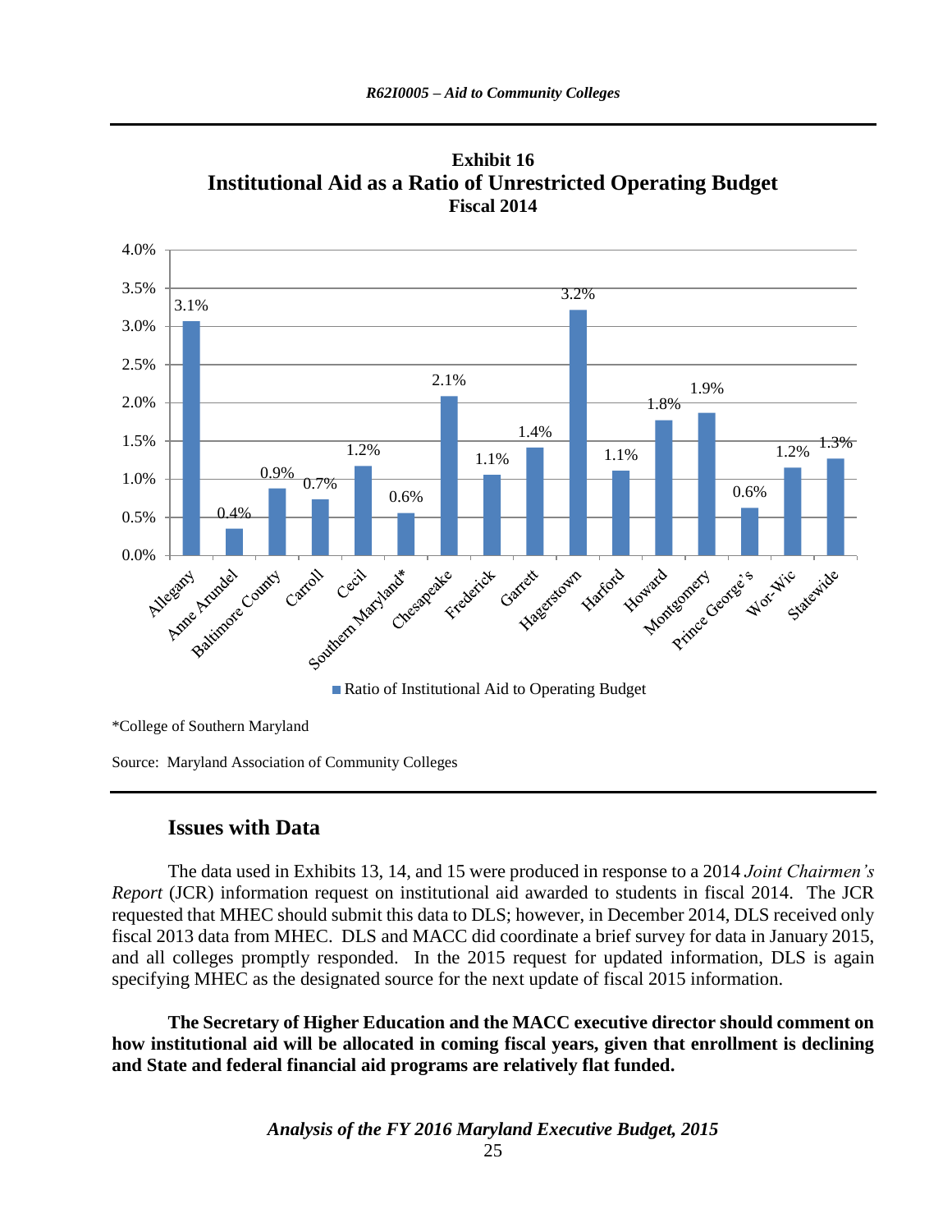**Exhibit 16**
**Institutional Aid as a Ratio of Unrestricted Operating Budget**
**Fiscal 2014**

| College | Ratio of Institutional Aid to Operating Budget |
|---|---|
| Allegany | 3.1% |
| Anne Arundel | 0.4% |
| Baltimore County | 0.9% |
| Carroll | 0.7% |
| Cecil | 1.2% |
| Southern Maryland* | 0.6% |
| Chesapeake | 2.1% |
| Frederick | 1.1% |
| Garrett | 1.4% |
| Hagerstown | 3.2% |
| Harford | 1.1% |
| Howard | 1.8% |
| Montgomery | 1.9% |
| Prince George's | 0.6% |
| Wor-Wic | 1.2% |
| Statewide | 1.3% |

*College of Southern Maryland

Source: Maryland Association of Community Colleges

## Issues with Data

The data used in Exhibits 13, 14, and 15 were produced in response to a 2014 *Joint Chairmen's Report* (JCR) information request on institutional aid awarded to students in fiscal 2014. The JCR requested that MHEC should submit this data to DLS; however, in December 2014, DLS received only fiscal 2013 data from MHEC. DLS and MACC did coordinate a brief survey for data in January 2015, and all colleges promptly responded. In the 2015 request for updated information, DLS is again specifying MHEC as the designated source for the next update of fiscal 2015 information.

**The Secretary of Higher Education and the MACC executive director should comment on how institutional aid will be allocated in coming fiscal years, given that enrollment is declining and State and federal financial aid programs are relatively flat funded.**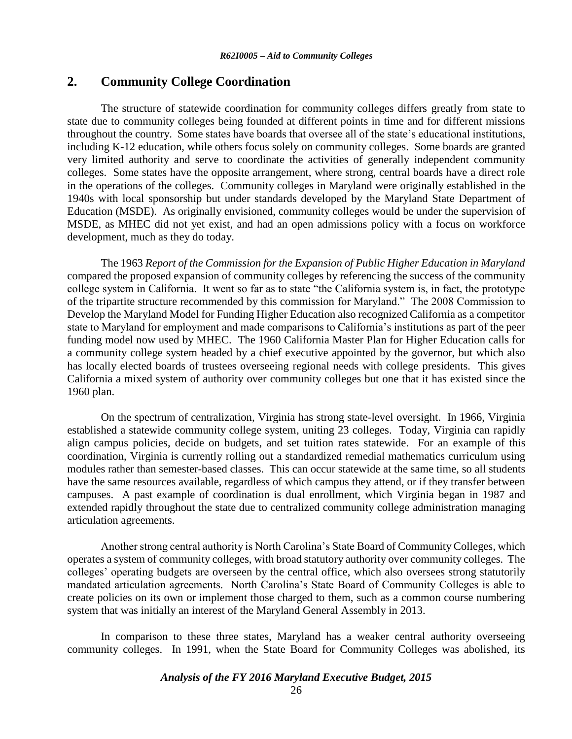## 2. Community College Coordination

The structure of statewide coordination for community colleges differs greatly from state to state due to community colleges being founded at different points in time and for different missions throughout the country. Some states have boards that oversee all of the state's educational institutions, including K-12 education, while others focus solely on community colleges. Some boards are granted very limited authority and serve to coordinate the activities of generally independent community colleges. Some states have the opposite arrangement, where strong, central boards have a direct role in the operations of the colleges. Community colleges in Maryland were originally established in the 1940s with local sponsorship but under standards developed by the Maryland State Department of Education (MSDE). As originally envisioned, community colleges would be under the supervision of MSDE, as MHEC did not yet exist, and had an open admissions policy with a focus on workforce development, much as they do today.

The 1963 *Report of the Commission for the Expansion of Public Higher Education in Maryland* compared the proposed expansion of community colleges by referencing the success of the community college system in California. It went so far as to state "the California system is, in fact, the prototype of the tripartite structure recommended by this commission for Maryland." The 2008 Commission to Develop the Maryland Model for Funding Higher Education also recognized California as a competitor state to Maryland for employment and made comparisons to California's institutions as part of the peer funding model now used by MHEC. The 1960 California Master Plan for Higher Education calls for a community college system headed by a chief executive appointed by the governor, but which also has locally elected boards of trustees overseeing regional needs with college presidents. This gives California a mixed system of authority over community colleges but one that it has existed since the 1960 plan.

On the spectrum of centralization, Virginia has strong state-level oversight. In 1966, Virginia established a statewide community college system, uniting 23 colleges. Today, Virginia can rapidly align campus policies, decide on budgets, and set tuition rates statewide. For an example of this coordination, Virginia is currently rolling out a standardized remedial mathematics curriculum using modules rather than semester-based classes. This can occur statewide at the same time, so all students have the same resources available, regardless of which campus they attend, or if they transfer between campuses. A past example of coordination is dual enrollment, which Virginia began in 1987 and extended rapidly throughout the state due to centralized community college administration managing articulation agreements.

Another strong central authority is North Carolina's State Board of Community Colleges, which operates a system of community colleges, with broad statutory authority over community colleges. The colleges' operating budgets are overseen by the central office, which also oversees strong statutorily mandated articulation agreements. North Carolina's State Board of Community Colleges is able to create policies on its own or implement those charged to them, such as a common course numbering system that was initially an interest of the Maryland General Assembly in 2013.

In comparison to these three states, Maryland has a weaker central authority overseeing community colleges. In 1991, when the State Board for Community Colleges was abolished, its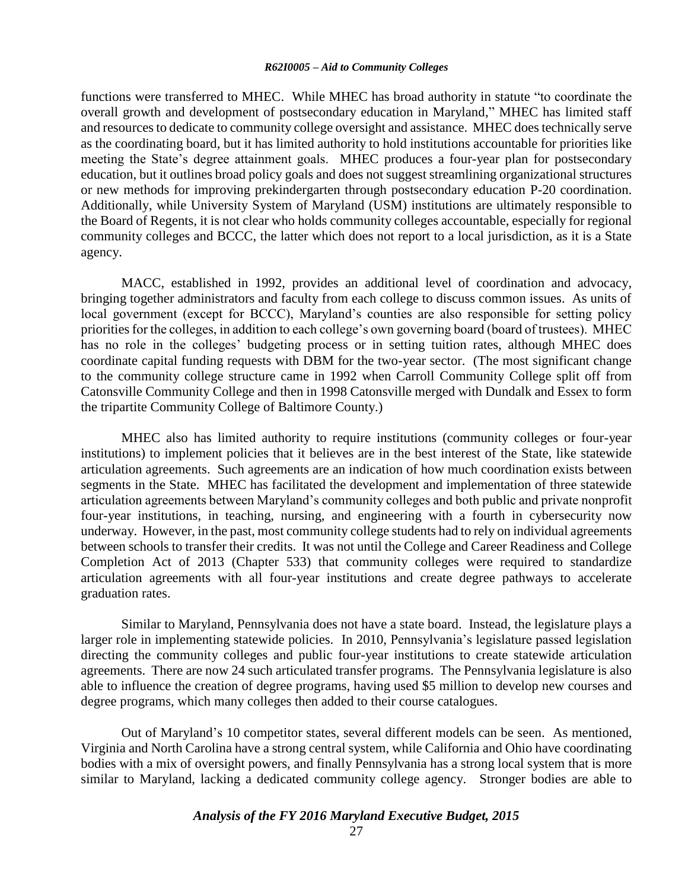functions were transferred to MHEC. While MHEC has broad authority in statute "to coordinate the overall growth and development of postsecondary education in Maryland," MHEC has limited staff and resources to dedicate to community college oversight and assistance. MHEC does technically serve as the coordinating board, but it has limited authority to hold institutions accountable for priorities like meeting the State's degree attainment goals. MHEC produces a four-year plan for postsecondary education, but it outlines broad policy goals and does not suggest streamlining organizational structures or new methods for improving prekindergarten through postsecondary education P-20 coordination. Additionally, while University System of Maryland (USM) institutions are ultimately responsible to the Board of Regents, it is not clear who holds community colleges accountable, especially for regional community colleges and BCCC, the latter which does not report to a local jurisdiction, as it is a State agency.

MACC, established in 1992, provides an additional level of coordination and advocacy, bringing together administrators and faculty from each college to discuss common issues. As units of local government (except for BCCC), Maryland's counties are also responsible for setting policy priorities for the colleges, in addition to each college's own governing board (board of trustees). MHEC has no role in the colleges' budgeting process or in setting tuition rates, although MHEC does coordinate capital funding requests with DBM for the two-year sector. (The most significant change to the community college structure came in 1992 when Carroll Community College split off from Catonsville Community College and then in 1998 Catonsville merged with Dundalk and Essex to form the tripartite Community College of Baltimore County.)

MHEC also has limited authority to require institutions (community colleges or four-year institutions) to implement policies that it believes are in the best interest of the State, like statewide articulation agreements. Such agreements are an indication of how much coordination exists between segments in the State. MHEC has facilitated the development and implementation of three statewide articulation agreements between Maryland's community colleges and both public and private nonprofit four-year institutions, in teaching, nursing, and engineering with a fourth in cybersecurity now underway. However, in the past, most community college students had to rely on individual agreements between schools to transfer their credits. It was not until the College and Career Readiness and College Completion Act of 2013 (Chapter 533) that community colleges were required to standardize articulation agreements with all four-year institutions and create degree pathways to accelerate graduation rates.

Similar to Maryland, Pennsylvania does not have a state board. Instead, the legislature plays a larger role in implementing statewide policies. In 2010, Pennsylvania's legislature passed legislation directing the community colleges and public four-year institutions to create statewide articulation agreements. There are now 24 such articulated transfer programs. The Pennsylvania legislature is also able to influence the creation of degree programs, having used \$5 million to develop new courses and degree programs, which many colleges then added to their course catalogues.

Out of Maryland's 10 competitor states, several different models can be seen. As mentioned, Virginia and North Carolina have a strong central system, while California and Ohio have coordinating bodies with a mix of oversight powers, and finally Pennsylvania has a strong local system that is more similar to Maryland, lacking a dedicated community college agency. Stronger bodies are able to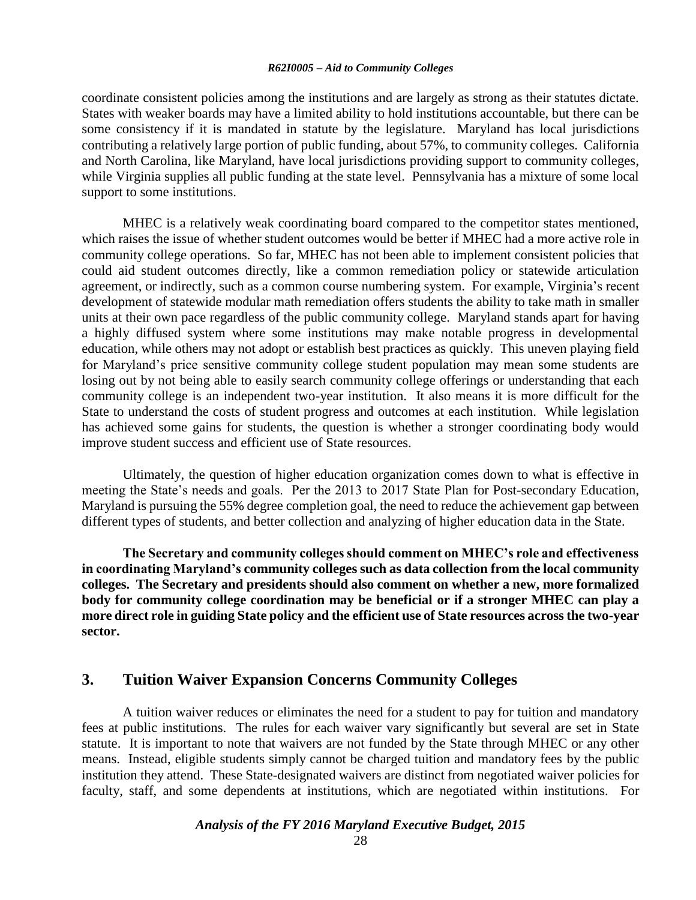coordinate consistent policies among the institutions and are largely as strong as their statutes dictate. States with weaker boards may have a limited ability to hold institutions accountable, but there can be some consistency if it is mandated in statute by the legislature. Maryland has local jurisdictions contributing a relatively large portion of public funding, about 57%, to community colleges. California and North Carolina, like Maryland, have local jurisdictions providing support to community colleges, while Virginia supplies all public funding at the state level. Pennsylvania has a mixture of some local support to some institutions.

MHEC is a relatively weak coordinating board compared to the competitor states mentioned, which raises the issue of whether student outcomes would be better if MHEC had a more active role in community college operations. So far, MHEC has not been able to implement consistent policies that could aid student outcomes directly, like a common remediation policy or statewide articulation agreement, or indirectly, such as a common course numbering system. For example, Virginia's recent development of statewide modular math remediation offers students the ability to take math in smaller units at their own pace regardless of the public community college. Maryland stands apart for having a highly diffused system where some institutions may make notable progress in developmental education, while others may not adopt or establish best practices as quickly. This uneven playing field for Maryland's price sensitive community college student population may mean some students are losing out by not being able to easily search community college offerings or understanding that each community college is an independent two-year institution. It also means it is more difficult for the State to understand the costs of student progress and outcomes at each institution. While legislation has achieved some gains for students, the question is whether a stronger coordinating body would improve student success and efficient use of State resources.

Ultimately, the question of higher education organization comes down to what is effective in meeting the State's needs and goals. Per the 2013 to 2017 State Plan for Post-secondary Education, Maryland is pursuing the 55% degree completion goal, the need to reduce the achievement gap between different types of students, and better collection and analyzing of higher education data in the State.

**The Secretary and community colleges should comment on MHEC's role and effectiveness in coordinating Maryland's community colleges such as data collection from the local community colleges. The Secretary and presidents should also comment on whether a new, more formalized body for community college coordination may be beneficial or if a stronger MHEC can play a more direct role in guiding State policy and the efficient use of State resources across the two-year sector.**

## 3. Tuition Waiver Expansion Concerns Community Colleges

A tuition waiver reduces or eliminates the need for a student to pay for tuition and mandatory fees at public institutions. The rules for each waiver vary significantly but several are set in State statute. It is important to note that waivers are not funded by the State through MHEC or any other means. Instead, eligible students simply cannot be charged tuition and mandatory fees by the public institution they attend. These State-designated waivers are distinct from negotiated waiver policies for faculty, staff, and some dependents at institutions, which are negotiated within institutions. For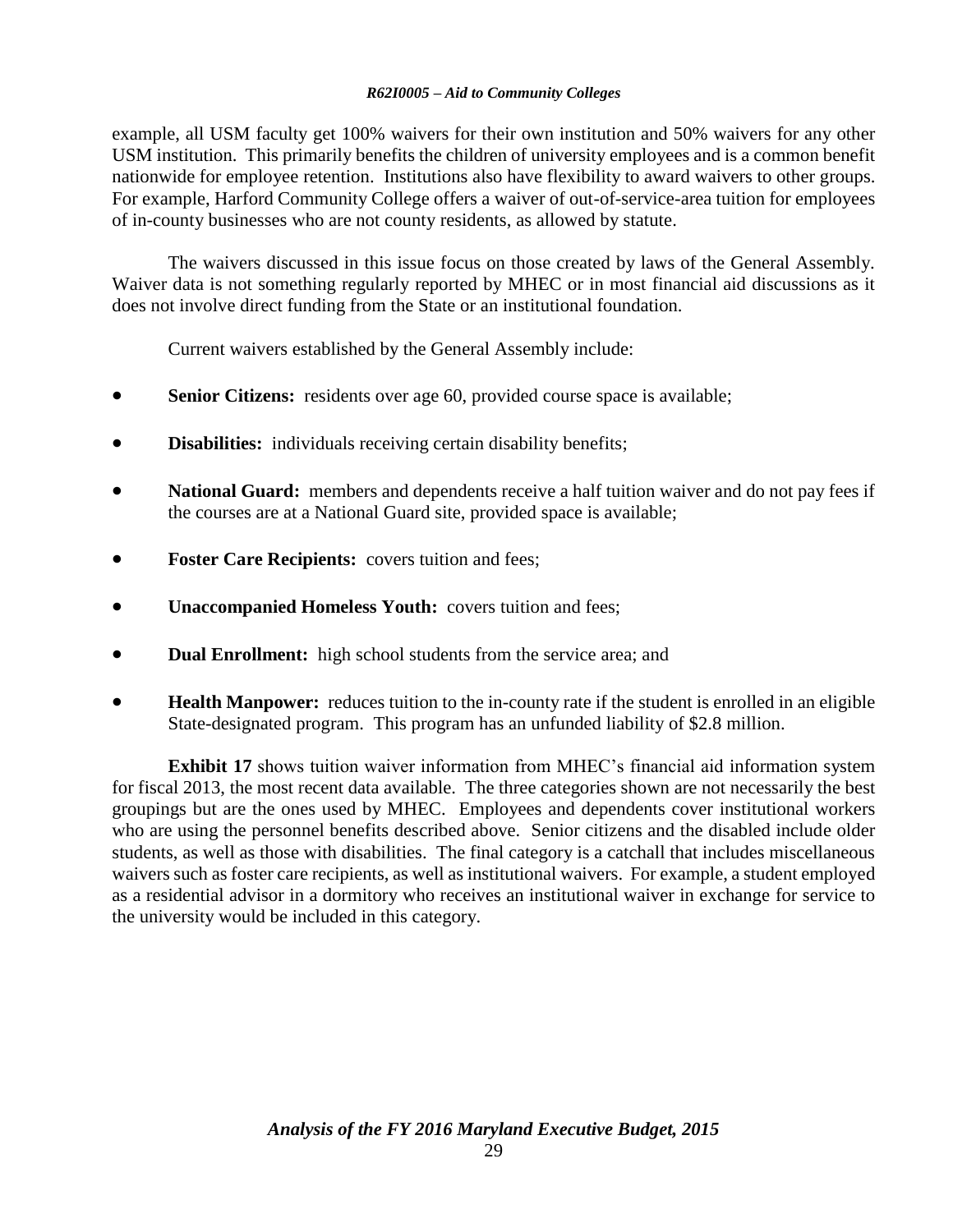example, all USM faculty get 100% waivers for their own institution and 50% waivers for any other USM institution. This primarily benefits the children of university employees and is a common benefit nationwide for employee retention. Institutions also have flexibility to award waivers to other groups. For example, Harford Community College offers a waiver of out-of-service-area tuition for employees of in-county businesses who are not county residents, as allowed by statute.

The waivers discussed in this issue focus on those created by laws of the General Assembly. Waiver data is not something regularly reported by MHEC or in most financial aid discussions as it does not involve direct funding from the State or an institutional foundation.

Current waivers established by the General Assembly include:

- **Senior Citizens:** residents over age 60, provided course space is available;
- **Disabilities:** individuals receiving certain disability benefits;
- **National Guard:** members and dependents receive a half tuition waiver and do not pay fees if the courses are at a National Guard site, provided space is available;
- **Foster Care Recipients:** covers tuition and fees;
- **Unaccompanied Homeless Youth:** covers tuition and fees;
- **Dual Enrollment:** high school students from the service area; and
- **Health Manpower:** reduces tuition to the in-county rate if the student is enrolled in an eligible State-designated program. This program has an unfunded liability of $2.8 million.

**Exhibit 17** shows tuition waiver information from MHEC's financial aid information system for fiscal 2013, the most recent data available. The three categories shown are not necessarily the best groupings but are the ones used by MHEC. Employees and dependents cover institutional workers who are using the personnel benefits described above. Senior citizens and the disabled include older students, as well as those with disabilities. The final category is a catchall that includes miscellaneous waivers such as foster care recipients, as well as institutional waivers. For example, a student employed as a residential advisor in a dormitory who receives an institutional waiver in exchange for service to the university would be included in this category.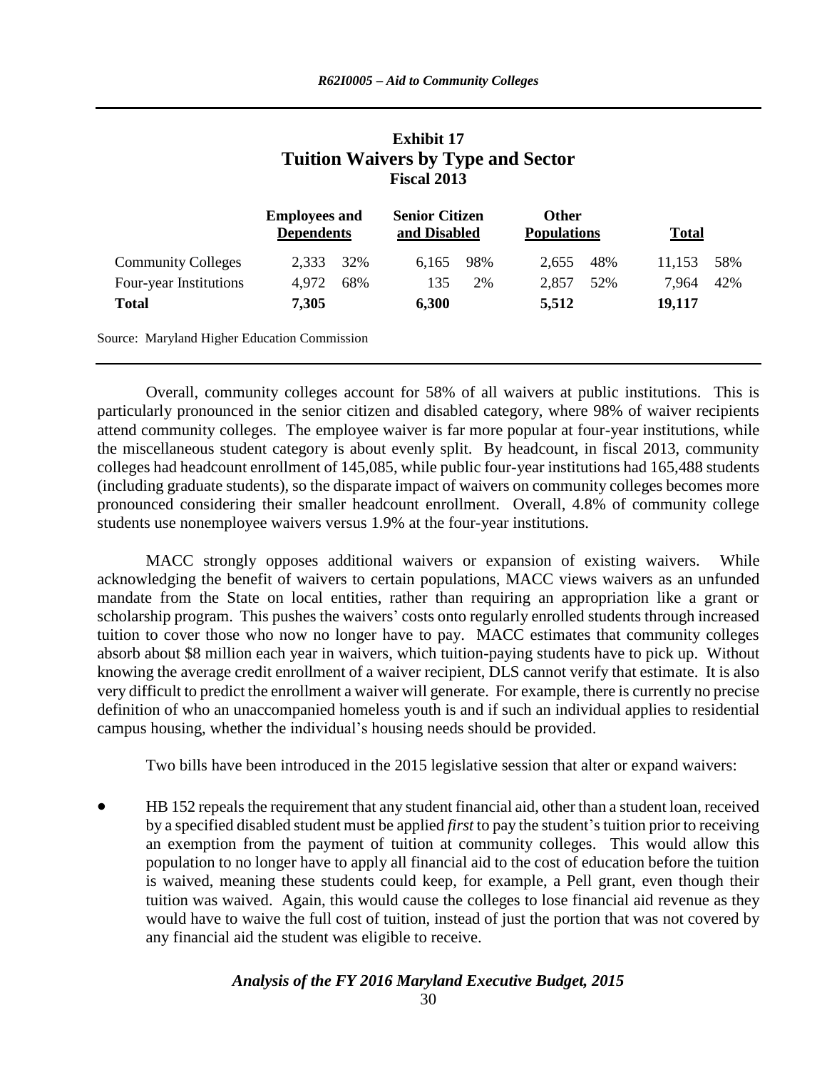**Exhibit 17**
**Tuition Waivers by Type and Sector**
**Fiscal 2013**

| | Employees and Dependents | | Senior Citizen and Disabled | | Other Populations | | Total | |
|---|---|---|---|---|---|---|---|---|
| Community Colleges | 2,333 | 32% | 6,165 | 98% | 2,655 | 48% | 11,153 | 58% |
| Four-year Institutions | 4,972 | 68% | 135 | 2% | 2,857 | 52% | 7,964 | 42% |
| **Total** | **7,305** | | **6,300** | | **5,512** | | **19,117** | |

Source: Maryland Higher Education Commission

Overall, community colleges account for 58% of all waivers at public institutions. This is particularly pronounced in the senior citizen and disabled category, where 98% of waiver recipients attend community colleges. The employee waiver is far more popular at four-year institutions, while the miscellaneous student category is about evenly split. By headcount, in fiscal 2013, community colleges had headcount enrollment of 145,085, while public four-year institutions had 165,488 students (including graduate students), so the disparate impact of waivers on community colleges becomes more pronounced considering their smaller headcount enrollment. Overall, 4.8% of community college students use nonemployee waivers versus 1.9% at the four-year institutions.

MACC strongly opposes additional waivers or expansion of existing waivers. While acknowledging the benefit of waivers to certain populations, MACC views waivers as an unfunded mandate from the State on local entities, rather than requiring an appropriation like a grant or scholarship program. This pushes the waivers' costs onto regularly enrolled students through increased tuition to cover those who now no longer have to pay. MACC estimates that community colleges absorb about $8 million each year in waivers, which tuition-paying students have to pick up. Without knowing the average credit enrollment of a waiver recipient, DLS cannot verify that estimate. It is also very difficult to predict the enrollment a waiver will generate. For example, there is currently no precise definition of who an unaccompanied homeless youth is and if such an individual applies to residential campus housing, whether the individual's housing needs should be provided.

Two bills have been introduced in the 2015 legislative session that alter or expand waivers:

- HB 152 repeals the requirement that any student financial aid, other than a student loan, received by a specified disabled student must be applied *first* to pay the student's tuition prior to receiving an exemption from the payment of tuition at community colleges. This would allow this population to no longer have to apply all financial aid to the cost of education before the tuition is waived, meaning these students could keep, for example, a Pell grant, even though their tuition was waived. Again, this would cause the colleges to lose financial aid revenue as they would have to waive the full cost of tuition, instead of just the portion that was not covered by any financial aid the student was eligible to receive.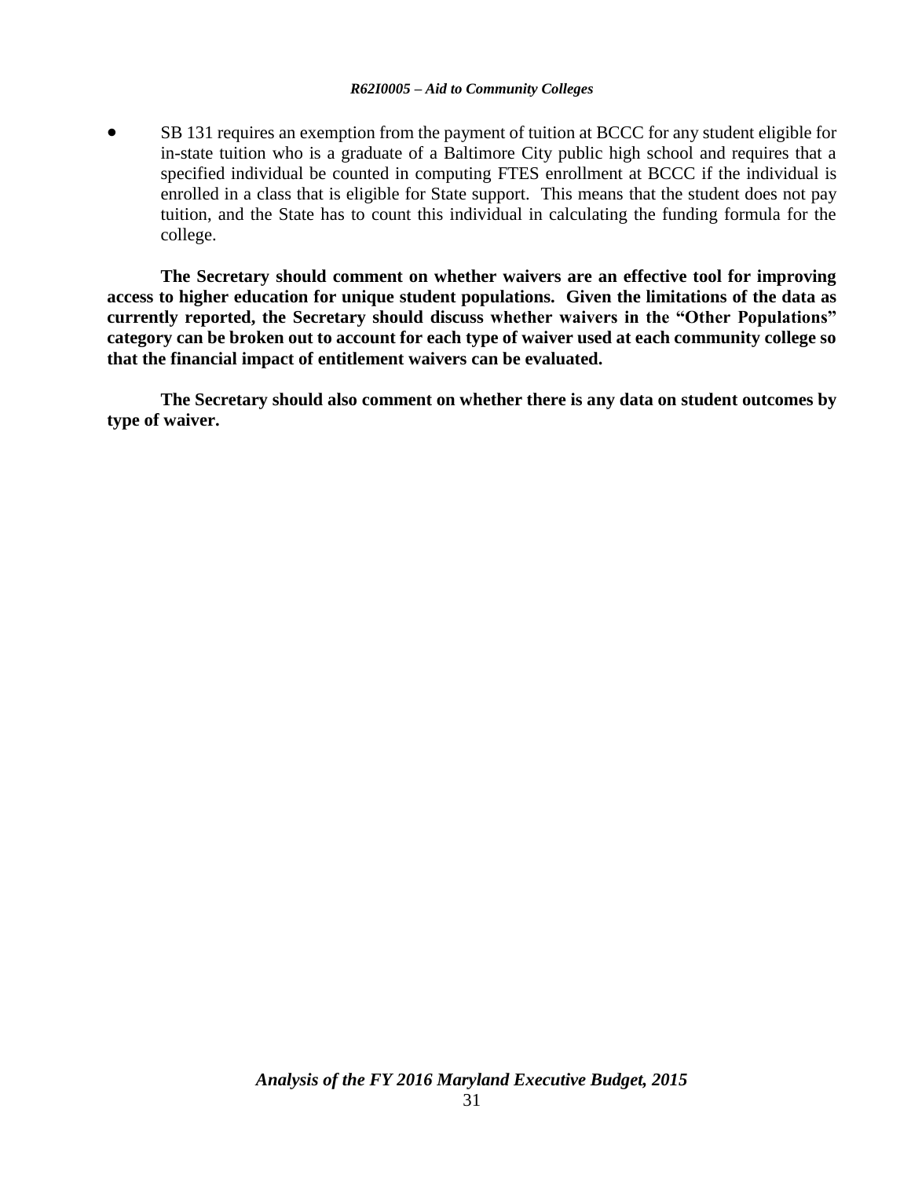- SB 131 requires an exemption from the payment of tuition at BCCC for any student eligible for in-state tuition who is a graduate of a Baltimore City public high school and requires that a specified individual be counted in computing FTES enrollment at BCCC if the individual is enrolled in a class that is eligible for State support. This means that the student does not pay tuition, and the State has to count this individual in calculating the funding formula for the college.

**The Secretary should comment on whether waivers are an effective tool for improving access to higher education for unique student populations. Given the limitations of the data as currently reported, the Secretary should discuss whether waivers in the "Other Populations" category can be broken out to account for each type of waiver used at each community college so that the financial impact of entitlement waivers can be evaluated.**

**The Secretary should also comment on whether there is any data on student outcomes by type of waiver.**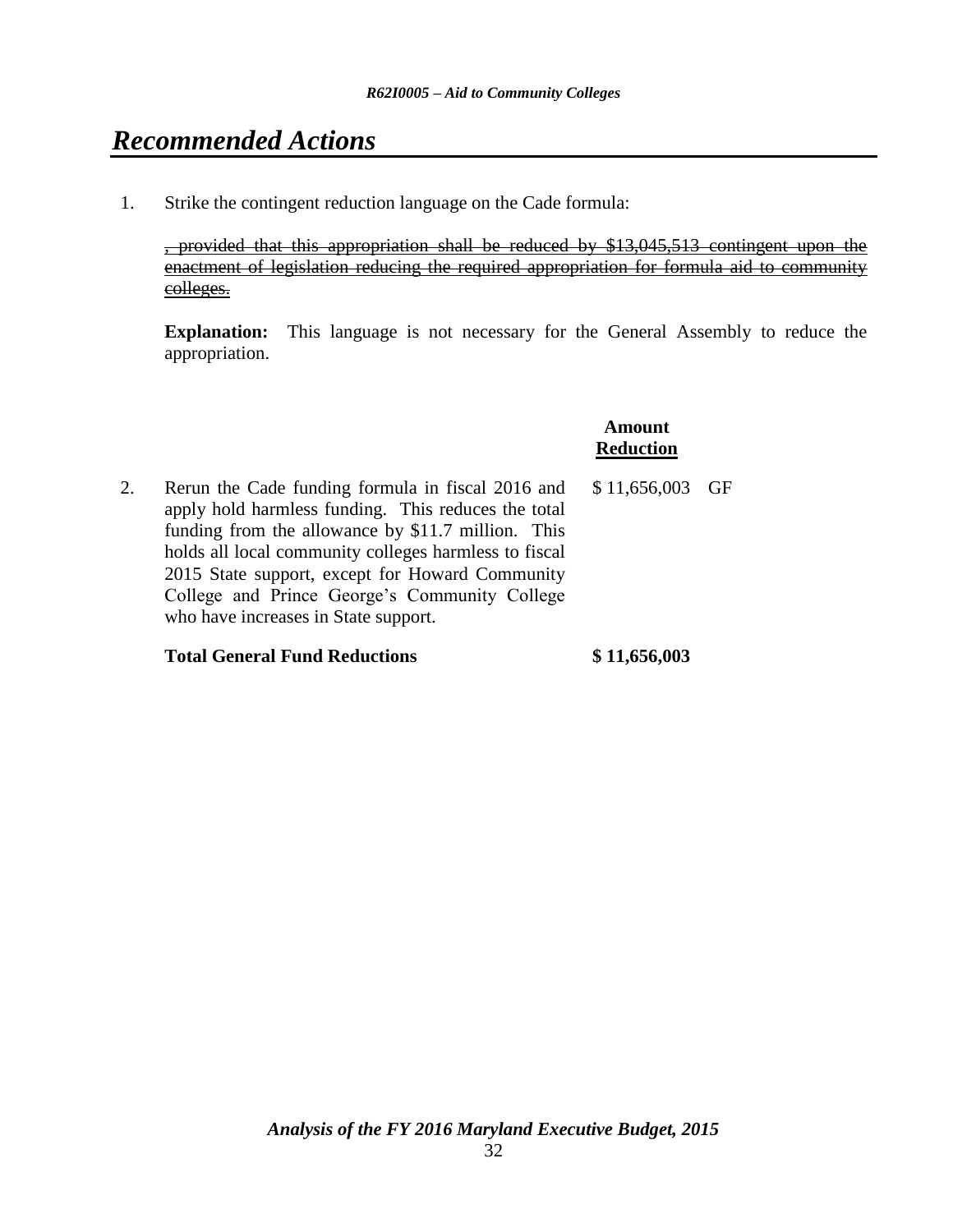# *Recommended Actions*

1. Strike the contingent reduction language on the Cade formula:

   ~~, provided that this appropriation shall be reduced by $13,045,513 contingent upon the enactment of legislation reducing the required appropriation for formula aid to community colleges.~~

   **Explanation:** This language is not necessary for the General Assembly to reduce the appropriation.

| | | **Amount Reduction** | |
|---|---|---|---|
| 2. | Rerun the Cade funding formula in fiscal 2016 and apply hold harmless funding. This reduces the total funding from the allowance by $11.7 million. This holds all local community colleges harmless to fiscal 2015 State support, except for Howard Community College and Prince George's Community College who have increases in State support. | $ 11,656,003 | GF |
| | **Total General Fund Reductions** | **$ 11,656,003** | |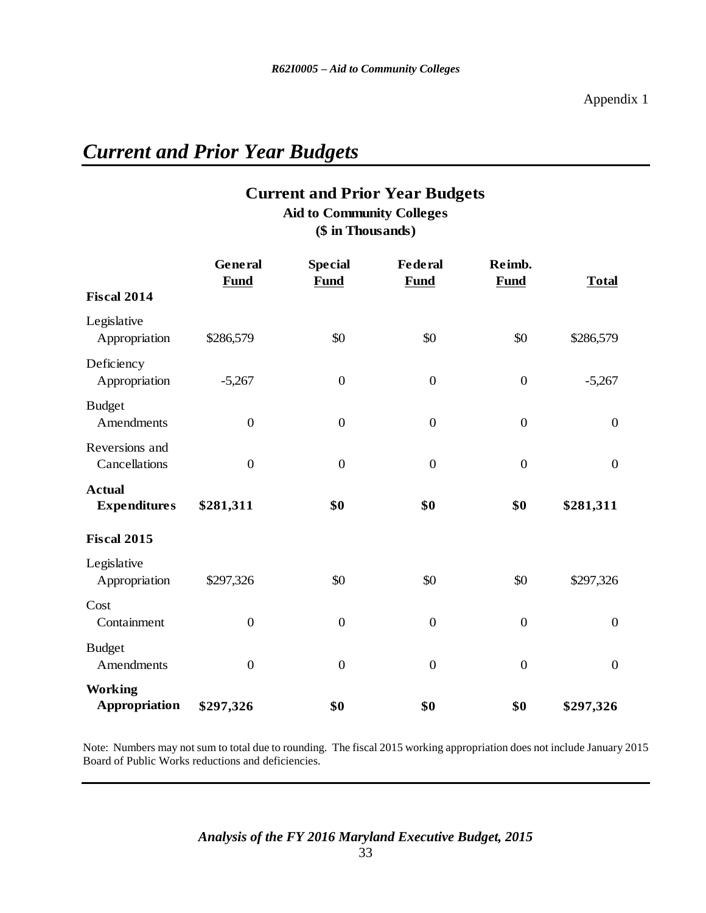Appendix 1

# *Current and Prior Year Budgets*

## Current and Prior Year Budgets
**Aid to Community Colleges**
**($ in Thousands)**

| | General Fund | Special Fund | Federal Fund | Reimb. Fund | Total |
|---|---|---|---|---|---|
| **Fiscal 2014** | | | | | |
| Legislative Appropriation | $286,579 | $0 | $0 | $0 | $286,579 |
| Deficiency Appropriation | -5,267 | 0 | 0 | 0 | -5,267 |
| Budget Amendments | 0 | 0 | 0 | 0 | 0 |
| Reversions and Cancellations | 0 | 0 | 0 | 0 | 0 |
| **Actual Expenditures** | **$281,311** | **$0** | **$0** | **$0** | **$281,311** |
| **Fiscal 2015** | | | | | |
| Legislative Appropriation | $297,326 | $0 | $0 | $0 | $297,326 |
| Cost Containment | 0 | 0 | 0 | 0 | 0 |
| Budget Amendments | 0 | 0 | 0 | 0 | 0 |
| **Working Appropriation** | **$297,326** | **$0** | **$0** | **$0** | **$297,326** |

Note: Numbers may not sum to total due to rounding. The fiscal 2015 working appropriation does not include January 2015 Board of Public Works reductions and deficiencies.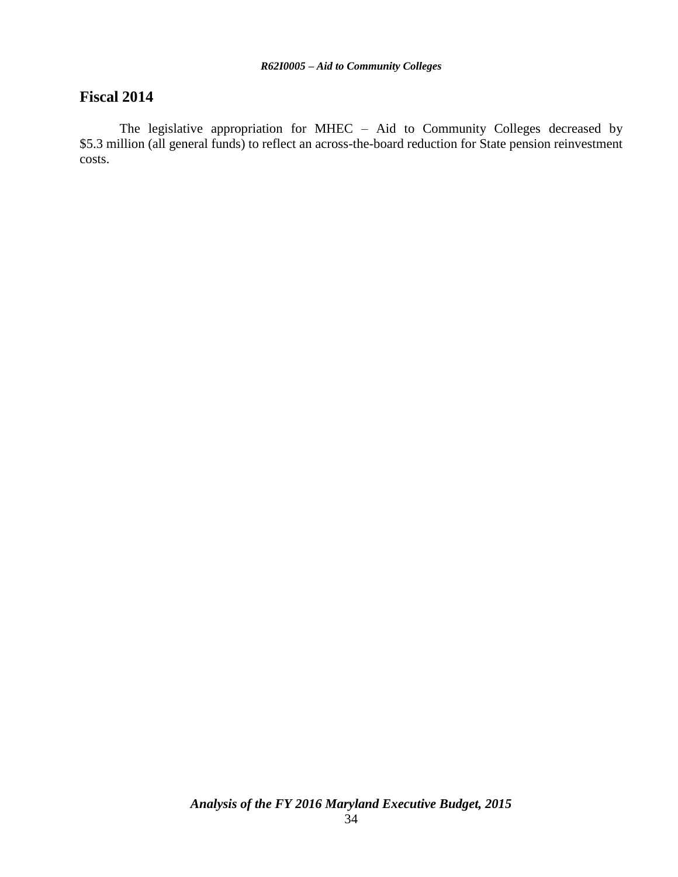## Fiscal 2014

The legislative appropriation for MHEC – Aid to Community Colleges decreased by $5.3 million (all general funds) to reflect an across-the-board reduction for State pension reinvestment costs.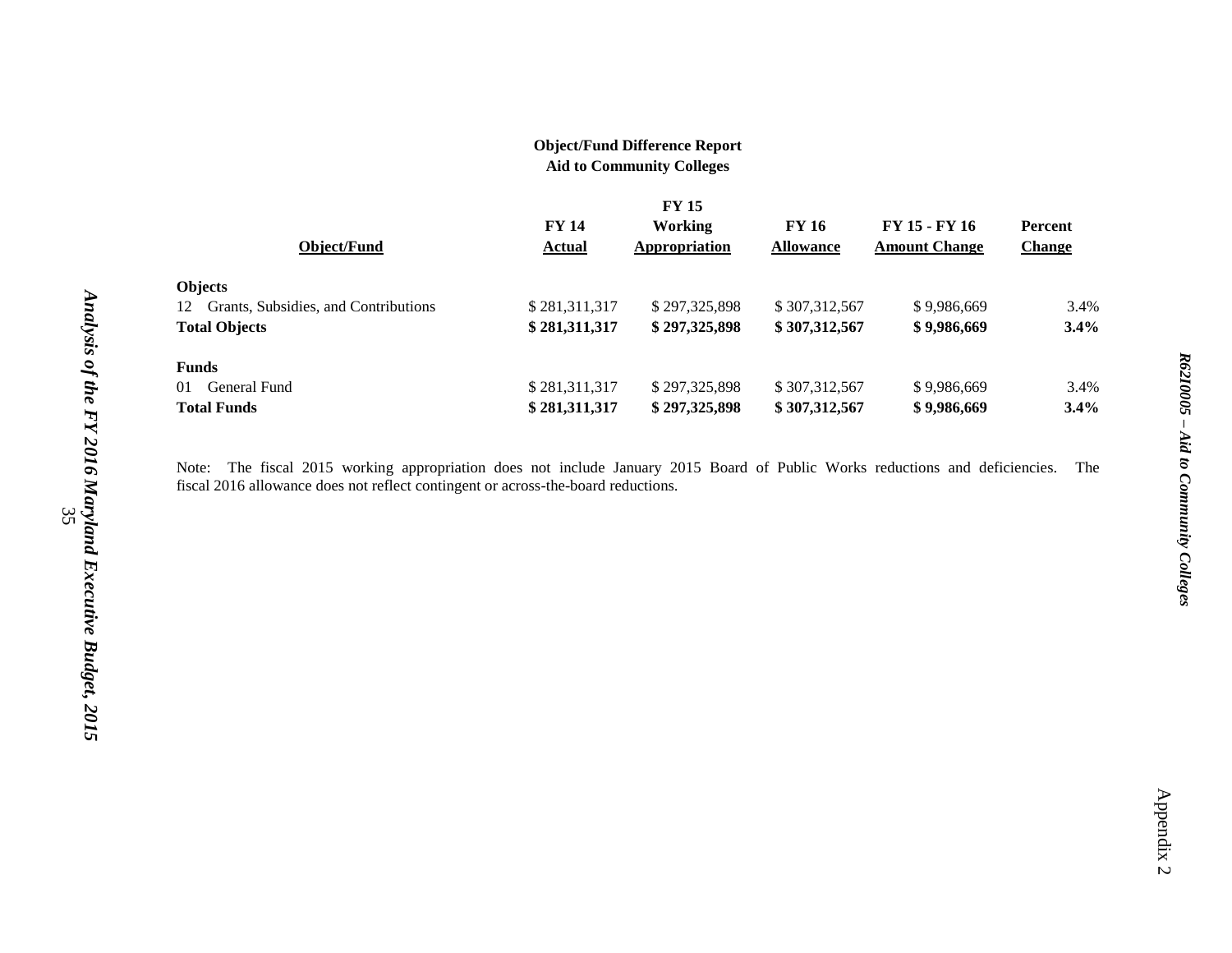**Object/Fund Difference Report**
**Aid to Community Colleges**

| Object/Fund | FY 14 Actual | FY 15 Working Appropriation | FY 16 Allowance | FY 15 - FY 16 Amount Change | Percent Change |
|---|---|---|---|---|---|
| **Objects** | | | | | |
| 12 Grants, Subsidies, and Contributions | $ 281,311,317 | $ 297,325,898 | $ 307,312,567 | $ 9,986,669 | 3.4% |
| **Total Objects** | **$ 281,311,317** | **$ 297,325,898** | **$ 307,312,567** | **$ 9,986,669** | **3.4%** |
| **Funds** | | | | | |
| 01 General Fund | $ 281,311,317 | $ 297,325,898 | $ 307,312,567 | $ 9,986,669 | 3.4% |
| **Total Funds** | **$ 281,311,317** | **$ 297,325,898** | **$ 307,312,567** | **$ 9,986,669** | **3.4%** |

Note: The fiscal 2015 working appropriation does not include January 2015 Board of Public Works reductions and deficiencies. The fiscal 2016 allowance does not reflect contingent or across-the-board reductions.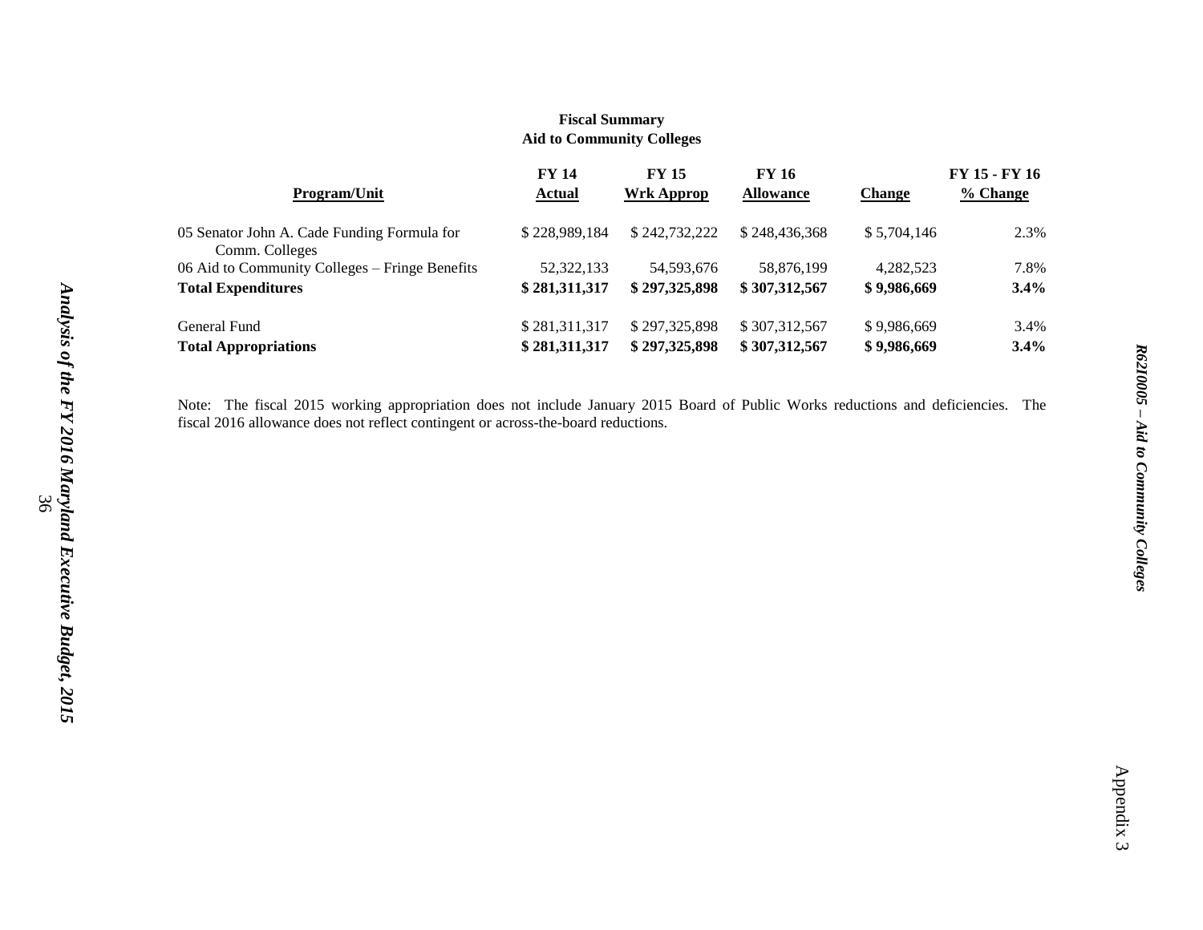**Fiscal Summary**
**Aid to Community Colleges**

| Program/Unit | FY 14 Actual | FY 15 Wrk Approp | FY 16 Allowance | Change | FY 15 - FY 16 % Change |
|---|---|---|---|---|---|
| 05 Senator John A. Cade Funding Formula for Comm. Colleges | $ 228,989,184 | $ 242,732,222 | $ 248,436,368 | $ 5,704,146 | 2.3% |
| 06 Aid to Community Colleges – Fringe Benefits | 52,322,133 | 54,593,676 | 58,876,199 | 4,282,523 | 7.8% |
| **Total Expenditures** | **$ 281,311,317** | **$ 297,325,898** | **$ 307,312,567** | **$ 9,986,669** | **3.4%** |
| | | | | | |
| General Fund | $ 281,311,317 | $ 297,325,898 | $ 307,312,567 | $ 9,986,669 | 3.4% |
| **Total Appropriations** | **$ 281,311,317** | **$ 297,325,898** | **$ 307,312,567** | **$ 9,986,669** | **3.4%** |

Note: The fiscal 2015 working appropriation does not include January 2015 Board of Public Works reductions and deficiencies. The fiscal 2016 allowance does not reflect contingent or across-the-board reductions.

Appendix 3